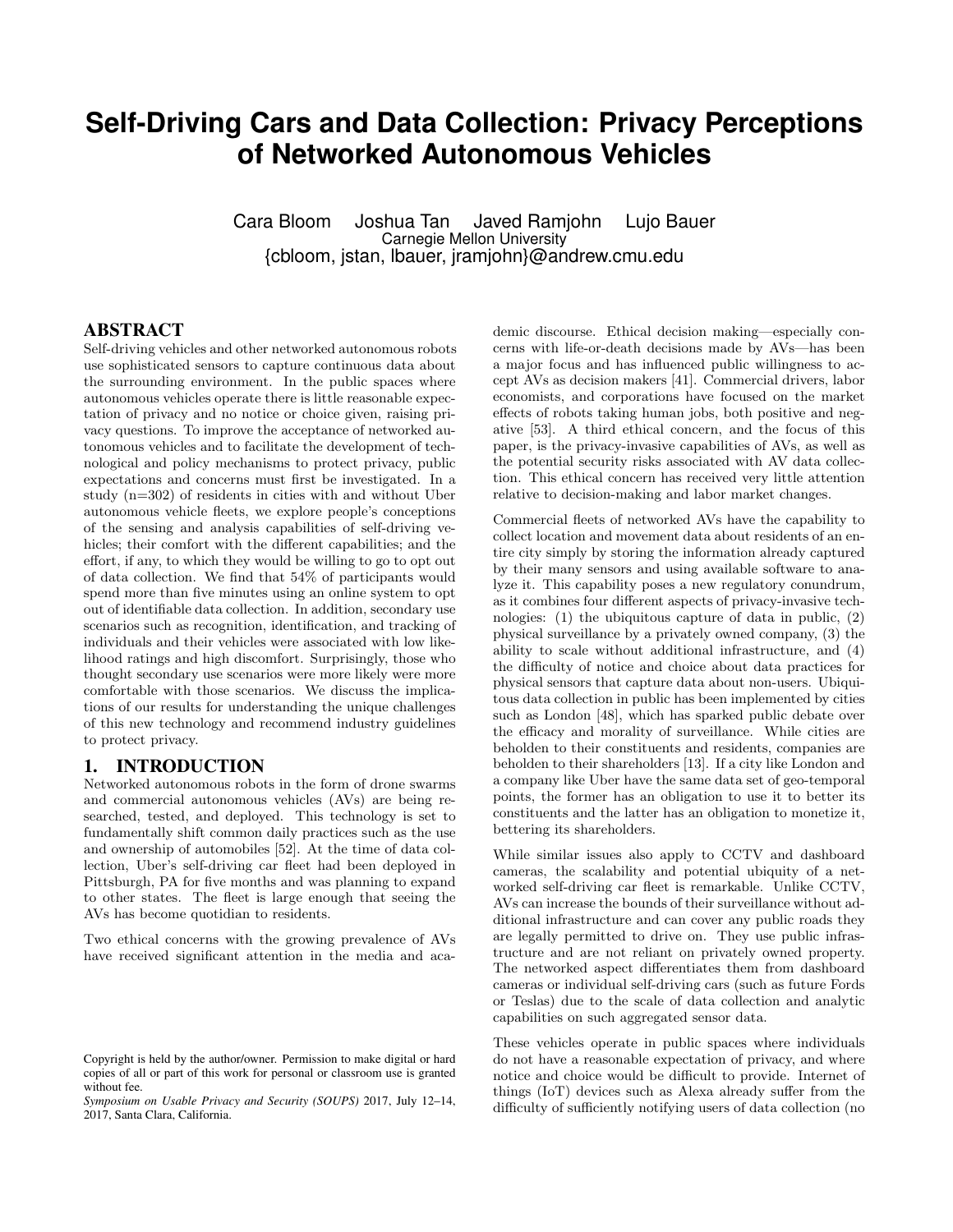# Self-Driving Cars and Data Collection: Privacy Perceptions of Networked Autonomous Vehicles

Cara Bloom Joshua Tan Javed Ramjohn Lujo Bauer
Carnegie Mellon University
{cbloom, jstan, lbauer, jramjohn}@andrew.cmu.edu

## ABSTRACT

Self-driving vehicles and other networked autonomous robots use sophisticated sensors to capture continuous data about the surrounding environment. In the public spaces where autonomous vehicles operate there is little reasonable expectation of privacy and no notice or choice given, raising privacy questions. To improve the acceptance of networked autonomous vehicles and to facilitate the development of technological and policy mechanisms to protect privacy, public expectations and concerns must first be investigated. In a study (n=302) of residents in cities with and without Uber autonomous vehicle fleets, we explore people's conceptions of the sensing and analysis capabilities of self-driving vehicles; their comfort with the different capabilities; and the effort, if any, to which they would be willing to go to opt out of data collection. We find that 54% of participants would spend more than five minutes using an online system to opt out of identifiable data collection. In addition, secondary use scenarios such as recognition, identification, and tracking of individuals and their vehicles were associated with low likelihood ratings and high discomfort. Surprisingly, those who thought secondary use scenarios were more likely were more comfortable with those scenarios. We discuss the implications of our results for understanding the unique challenges of this new technology and recommend industry guidelines to protect privacy.

## 1. INTRODUCTION

Networked autonomous robots in the form of drone swarms and commercial autonomous vehicles (AVs) are being researched, tested, and deployed. This technology is set to fundamentally shift common daily practices such as the use and ownership of automobiles [52]. At the time of data collection, Uber's self-driving car fleet had been deployed in Pittsburgh, PA for five months and was planning to expand to other states. The fleet is large enough that seeing the AVs has become quotidian to residents.

Two ethical concerns with the growing prevalence of AVs have received significant attention in the media and academic discourse. Ethical decision making—especially concerns with life-or-death decisions made by AVs—has been a major focus and has influenced public willingness to accept AVs as decision makers [41]. Commercial drivers, labor economists, and corporations have focused on the market effects of robots taking human jobs, both positive and negative [53]. A third ethical concern, and the focus of this paper, is the privacy-invasive capabilities of AVs, as well as the potential security risks associated with AV data collection. This ethical concern has received very little attention relative to decision-making and labor market changes.

Commercial fleets of networked AVs have the capability to collect location and movement data about residents of an entire city simply by storing the information already captured by their many sensors and using available software to analyze it. This capability poses a new regulatory conundrum, as it combines four different aspects of privacy-invasive technologies: (1) the ubiquitous capture of data in public, (2) physical surveillance by a privately owned company, (3) the ability to scale without additional infrastructure, and (4) the difficulty of notice and choice about data practices for physical sensors that capture data about non-users. Ubiquitous data collection in public has been implemented by cities such as London [48], which has sparked public debate over the efficacy and morality of surveillance. While cities are beholden to their constituents and residents, companies are beholden to their shareholders [13]. If a city like London and a company like Uber have the same data set of geo-temporal points, the former has an obligation to use it to better its constituents and the latter has an obligation to monetize it, bettering its shareholders.

While similar issues also apply to CCTV and dashboard cameras, the scalability and potential ubiquity of a networked self-driving car fleet is remarkable. Unlike CCTV, AVs can increase the bounds of their surveillance without additional infrastructure and can cover any public roads they are legally permitted to drive on. They use public infrastructure and are not reliant on privately owned property. The networked aspect differentiates them from dashboard cameras or individual self-driving cars (such as future Fords or Teslas) due to the scale of data collection and analytic capabilities on such aggregated sensor data.

These vehicles operate in public spaces where individuals do not have a reasonable expectation of privacy, and where notice and choice would be difficult to provide. Internet of things (IoT) devices such as Alexa already suffer from the difficulty of sufficiently notifying users of data collection (no

Copyright is held by the author/owner. Permission to make digital or hard copies of all or part of this work for personal or classroom use is granted without fee.
*Symposium on Usable Privacy and Security (SOUPS)* 2017, July 12–14, 2017, Santa Clara, California.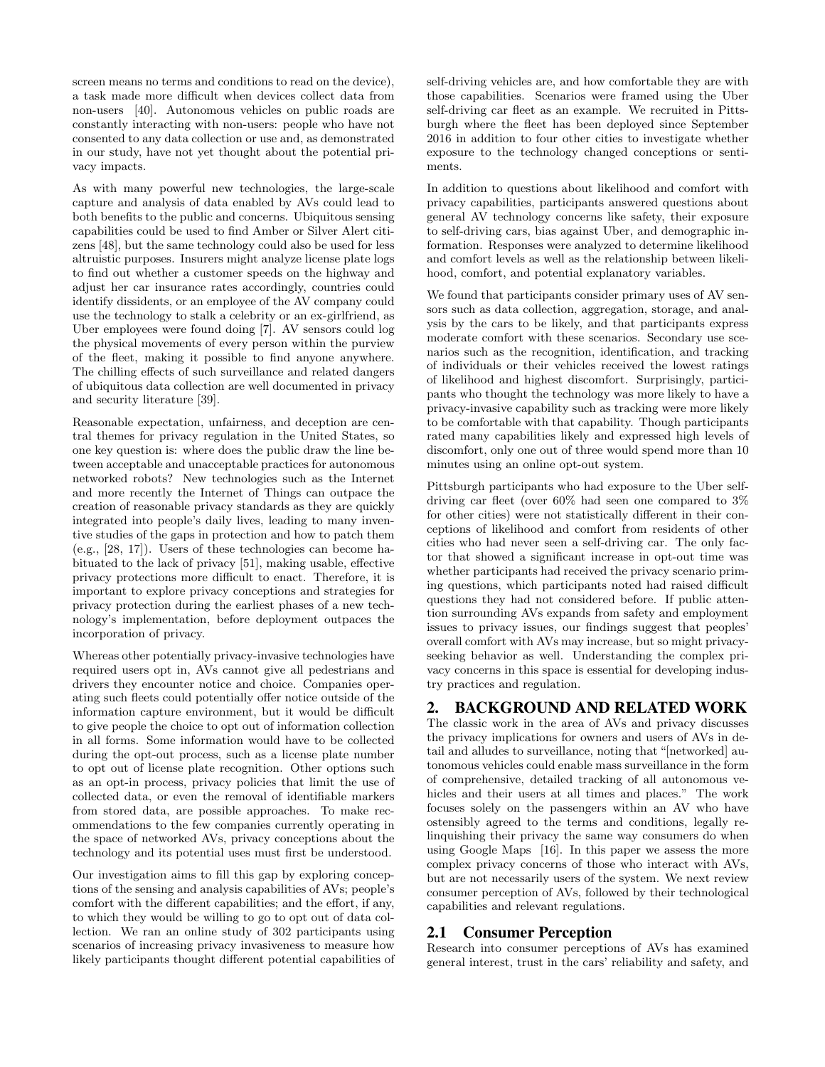screen means no terms and conditions to read on the device), a task made more difficult when devices collect data from non-users [40]. Autonomous vehicles on public roads are constantly interacting with non-users: people who have not consented to any data collection or use and, as demonstrated in our study, have not yet thought about the potential privacy impacts.

As with many powerful new technologies, the large-scale capture and analysis of data enabled by AVs could lead to both benefits to the public and concerns. Ubiquitous sensing capabilities could be used to find Amber or Silver Alert citizens [48], but the same technology could also be used for less altruistic purposes. Insurers might analyze license plate logs to find out whether a customer speeds on the highway and adjust her car insurance rates accordingly, countries could identify dissidents, or an employee of the AV company could use the technology to stalk a celebrity or an ex-girlfriend, as Uber employees were found doing [7]. AV sensors could log the physical movements of every person within the purview of the fleet, making it possible to find anyone anywhere. The chilling effects of such surveillance and related dangers of ubiquitous data collection are well documented in privacy and security literature [39].

Reasonable expectation, unfairness, and deception are central themes for privacy regulation in the United States, so one key question is: where does the public draw the line between acceptable and unacceptable practices for autonomous networked robots? New technologies such as the Internet and more recently the Internet of Things can outpace the creation of reasonable privacy standards as they are quickly integrated into people's daily lives, leading to many inventive studies of the gaps in protection and how to patch them (e.g., [28, 17]). Users of these technologies can become habituated to the lack of privacy [51], making usable, effective privacy protections more difficult to enact. Therefore, it is important to explore privacy conceptions and strategies for privacy protection during the earliest phases of a new technology's implementation, before deployment outpaces the incorporation of privacy.

Whereas other potentially privacy-invasive technologies have required users opt in, AVs cannot give all pedestrians and drivers they encounter notice and choice. Companies operating such fleets could potentially offer notice outside of the information capture environment, but it would be difficult to give people the choice to opt out of information collection in all forms. Some information would have to be collected during the opt-out process, such as a license plate number to opt out of license plate recognition. Other options such as an opt-in process, privacy policies that limit the use of collected data, or even the removal of identifiable markers from stored data, are possible approaches. To make recommendations to the few companies currently operating in the space of networked AVs, privacy conceptions about the technology and its potential uses must first be understood.

Our investigation aims to fill this gap by exploring conceptions of the sensing and analysis capabilities of AVs; people's comfort with the different capabilities; and the effort, if any, to which they would be willing to go to opt out of data collection. We ran an online study of 302 participants using scenarios of increasing privacy invasiveness to measure how likely participants thought different potential capabilities of self-driving vehicles are, and how comfortable they are with those capabilities. Scenarios were framed using the Uber self-driving car fleet as an example. We recruited in Pittsburgh where the fleet has been deployed since September 2016 in addition to four other cities to investigate whether exposure to the technology changed conceptions or sentiments.

In addition to questions about likelihood and comfort with privacy capabilities, participants answered questions about general AV technology concerns like safety, their exposure to self-driving cars, bias against Uber, and demographic information. Responses were analyzed to determine likelihood and comfort levels as well as the relationship between likelihood, comfort, and potential explanatory variables.

We found that participants consider primary uses of AV sensors such as data collection, aggregation, storage, and analysis by the cars to be likely, and that participants express moderate comfort with these scenarios. Secondary use scenarios such as the recognition, identification, and tracking of individuals or their vehicles received the lowest ratings of likelihood and highest discomfort. Surprisingly, participants who thought the technology was more likely to have a privacy-invasive capability such as tracking were more likely to be comfortable with that capability. Though participants rated many capabilities likely and expressed high levels of discomfort, only one out of three would spend more than 10 minutes using an online opt-out system.

Pittsburgh participants who had exposure to the Uber self-driving car fleet (over 60% had seen one compared to 3% for other cities) were not statistically different in their conceptions of likelihood and comfort from residents of other cities who had never seen a self-driving car. The only factor that showed a significant increase in opt-out time was whether participants had received the privacy scenario priming questions, which participants noted had raised difficult questions they had not considered before. If public attention surrounding AVs expands from safety and employment issues to privacy issues, our findings suggest that peoples' overall comfort with AVs may increase, but so might privacy-seeking behavior as well. Understanding the complex privacy concerns in this space is essential for developing industry practices and regulation.

## 2. BACKGROUND AND RELATED WORK

The classic work in the area of AVs and privacy discusses the privacy implications for owners and users of AVs in detail and alludes to surveillance, noting that "[networked] autonomous vehicles could enable mass surveillance in the form of comprehensive, detailed tracking of all autonomous vehicles and their users at all times and places." The work focuses solely on the passengers within an AV who have ostensibly agreed to the terms and conditions, legally relinquishing their privacy the same way consumers do when using Google Maps [16]. In this paper we assess the more complex privacy concerns of those who interact with AVs, but are not necessarily users of the system. We next review consumer perception of AVs, followed by their technological capabilities and relevant regulations.

### 2.1 Consumer Perception

Research into consumer perceptions of AVs has examined general interest, trust in the cars' reliability and safety, and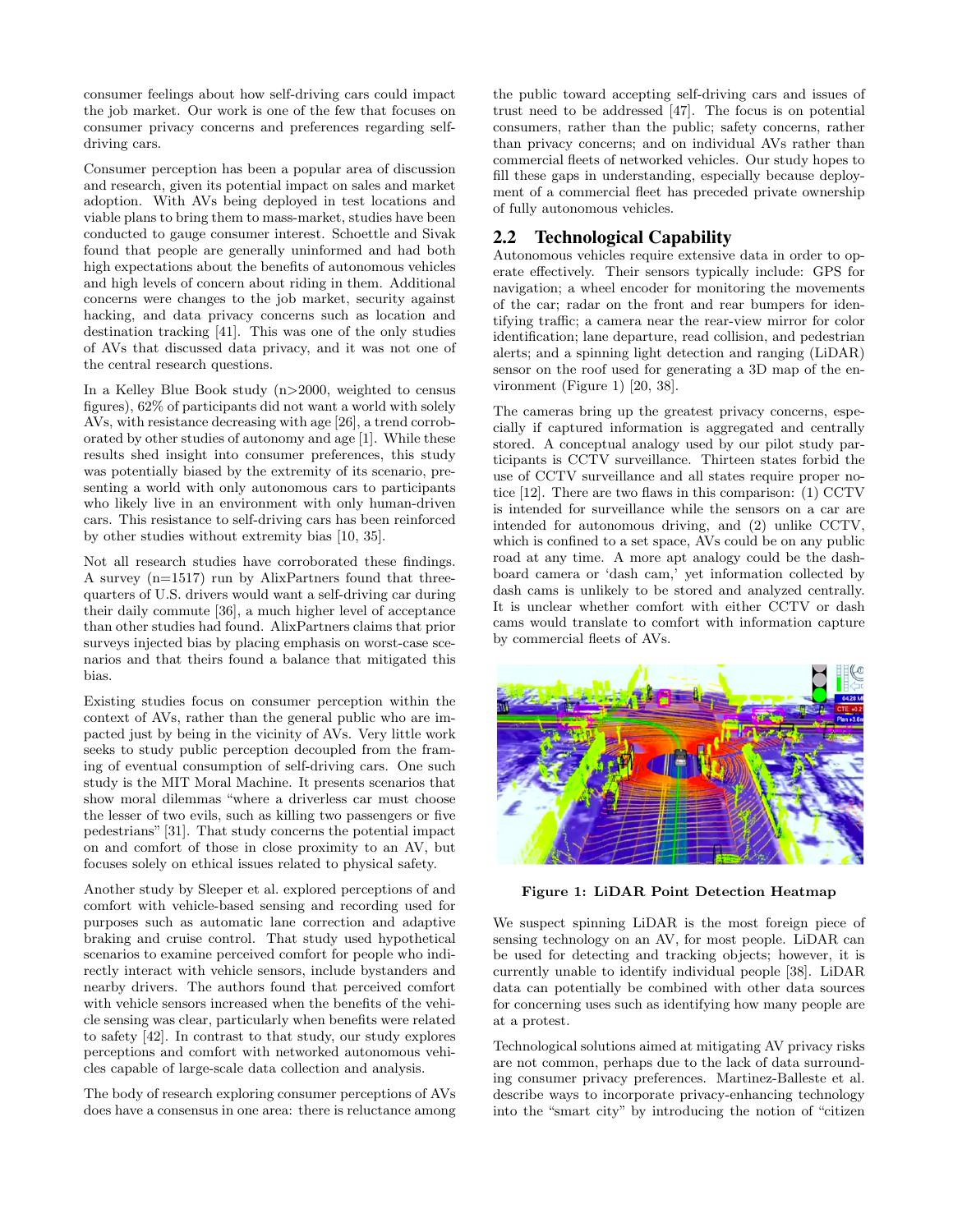consumer feelings about how self-driving cars could impact the job market. Our work is one of the few that focuses on consumer privacy concerns and preferences regarding self-driving cars.

Consumer perception has been a popular area of discussion and research, given its potential impact on sales and market adoption. With AVs being deployed in test locations and viable plans to bring them to mass-market, studies have been conducted to gauge consumer interest. Schoettle and Sivak found that people are generally uninformed and had both high expectations about the benefits of autonomous vehicles and high levels of concern about riding in them. Additional concerns were changes to the job market, security against hacking, and data privacy concerns such as location and destination tracking [41]. This was one of the only studies of AVs that discussed data privacy, and it was not one of the central research questions.

In a Kelley Blue Book study (n>2000, weighted to census figures), 62% of participants did not want a world with solely AVs, with resistance decreasing with age [26], a trend corroborated by other studies of autonomy and age [1]. While these results shed insight into consumer preferences, this study was potentially biased by the extremity of its scenario, presenting a world with only autonomous cars to participants who likely live in an environment with only human-driven cars. This resistance to self-driving cars has been reinforced by other studies without extremity bias [10, 35].

Not all research studies have corroborated these findings. A survey (n=1517) run by AlixPartners found that three-quarters of U.S. drivers would want a self-driving car during their daily commute [36], a much higher level of acceptance than other studies had found. AlixPartners claims that prior surveys injected bias by placing emphasis on worst-case scenarios and that theirs found a balance that mitigated this bias.

Existing studies focus on consumer perception within the context of AVs, rather than the general public who are impacted just by being in the vicinity of AVs. Very little work seeks to study public perception decoupled from the framing of eventual consumption of self-driving cars. One such study is the MIT Moral Machine. It presents scenarios that show moral dilemmas "where a driverless car must choose the lesser of two evils, such as killing two passengers or five pedestrians" [31]. That study concerns the potential impact on and comfort of those in close proximity to an AV, but focuses solely on ethical issues related to physical safety.

Another study by Sleeper et al. explored perceptions of and comfort with vehicle-based sensing and recording used for purposes such as automatic lane correction and adaptive braking and cruise control. That study used hypothetical scenarios to examine perceived comfort for people who indirectly interact with vehicle sensors, include bystanders and nearby drivers. The authors found that perceived comfort with vehicle sensors increased when the benefits of the vehicle sensing was clear, particularly when benefits were related to safety [42]. In contrast to that study, our study explores perceptions and comfort with networked autonomous vehicles capable of large-scale data collection and analysis.

The body of research exploring consumer perceptions of AVs does have a consensus in one area: there is reluctance among the public toward accepting self-driving cars and issues of trust need to be addressed [47]. The focus is on potential consumers, rather than the public; safety concerns, rather than privacy concerns; and on individual AVs rather than commercial fleets of networked vehicles. Our study hopes to fill these gaps in understanding, especially because deployment of a commercial fleet has preceded private ownership of fully autonomous vehicles.

## 2.2 Technological Capability

Autonomous vehicles require extensive data in order to operate effectively. Their sensors typically include: GPS for navigation; a wheel encoder for monitoring the movements of the car; radar on the front and rear bumpers for identifying traffic; a camera near the rear-view mirror for color identification; lane departure, read collision, and pedestrian alerts; and a spinning light detection and ranging (LiDAR) sensor on the roof used for generating a 3D map of the environment (Figure 1) [20, 38].

The cameras bring up the greatest privacy concerns, especially if captured information is aggregated and centrally stored. A conceptual analogy used by our pilot study participants is CCTV surveillance. Thirteen states forbid the use of CCTV surveillance and all states require proper notice [12]. There are two flaws in this comparison: (1) CCTV is intended for surveillance while the sensors on a car are intended for autonomous driving, and (2) unlike CCTV, which is confined to a set space, AVs could be on any public road at any time. A more apt analogy could be the dashboard camera or 'dash cam,' yet information collected by dash cams is unlikely to be stored and analyzed centrally. It is unclear whether comfort with either CCTV or dash cams would translate to comfort with information capture by commercial fleets of AVs.

**Figure 1: LiDAR Point Detection Heatmap**

We suspect spinning LiDAR is the most foreign piece of sensing technology on an AV, for most people. LiDAR can be used for detecting and tracking objects; however, it is currently unable to identify individual people [38]. LiDAR data can potentially be combined with other data sources for concerning uses such as identifying how many people are at a protest.

Technological solutions aimed at mitigating AV privacy risks are not common, perhaps due to the lack of data surrounding consumer privacy preferences. Martinez-Balleste et al. describe ways to incorporate privacy-enhancing technology into the "smart city" by introducing the notion of "citizen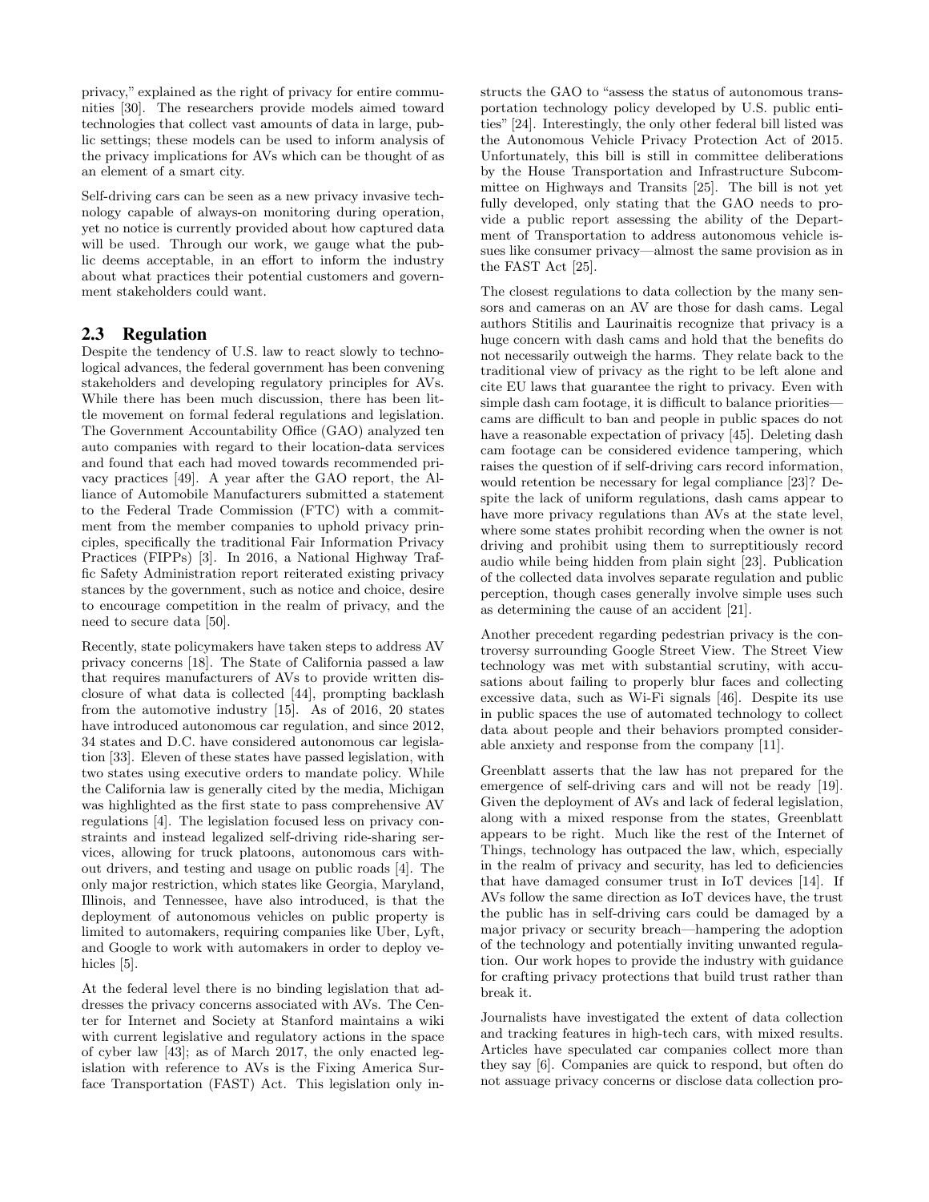privacy," explained as the right of privacy for entire communities [30]. The researchers provide models aimed toward technologies that collect vast amounts of data in large, public settings; these models can be used to inform analysis of the privacy implications for AVs which can be thought of as an element of a smart city.

Self-driving cars can be seen as a new privacy invasive technology capable of always-on monitoring during operation, yet no notice is currently provided about how captured data will be used. Through our work, we gauge what the public deems acceptable, in an effort to inform the industry about what practices their potential customers and government stakeholders could want.

## 2.3 Regulation

Despite the tendency of U.S. law to react slowly to technological advances, the federal government has been convening stakeholders and developing regulatory principles for AVs. While there has been much discussion, there has been little movement on formal federal regulations and legislation. The Government Accountability Office (GAO) analyzed ten auto companies with regard to their location-data services and found that each had moved towards recommended privacy practices [49]. A year after the GAO report, the Alliance of Automobile Manufacturers submitted a statement to the Federal Trade Commission (FTC) with a commitment from the member companies to uphold privacy principles, specifically the traditional Fair Information Privacy Practices (FIPPs) [3]. In 2016, a National Highway Traffic Safety Administration report reiterated existing privacy stances by the government, such as notice and choice, desire to encourage competition in the realm of privacy, and the need to secure data [50].

Recently, state policymakers have taken steps to address AV privacy concerns [18]. The State of California passed a law that requires manufacturers of AVs to provide written disclosure of what data is collected [44], prompting backlash from the automotive industry [15]. As of 2016, 20 states have introduced autonomous car regulation, and since 2012, 34 states and D.C. have considered autonomous car legislation [33]. Eleven of these states have passed legislation, with two states using executive orders to mandate policy. While the California law is generally cited by the media, Michigan was highlighted as the first state to pass comprehensive AV regulations [4]. The legislation focused less on privacy constraints and instead legalized self-driving ride-sharing services, allowing for truck platoons, autonomous cars without drivers, and testing and usage on public roads [4]. The only major restriction, which states like Georgia, Maryland, Illinois, and Tennessee, have also introduced, is that the deployment of autonomous vehicles on public property is limited to automakers, requiring companies like Uber, Lyft, and Google to work with automakers in order to deploy vehicles [5].

At the federal level there is no binding legislation that addresses the privacy concerns associated with AVs. The Center for Internet and Society at Stanford maintains a wiki with current legislative and regulatory actions in the space of cyber law [43]; as of March 2017, the only enacted legislation with reference to AVs is the Fixing America Surface Transportation (FAST) Act. This legislation only instructs the GAO to "assess the status of autonomous transportation technology policy developed by U.S. public entities" [24]. Interestingly, the only other federal bill listed was the Autonomous Vehicle Privacy Protection Act of 2015. Unfortunately, this bill is still in committee deliberations by the House Transportation and Infrastructure Subcommittee on Highways and Transits [25]. The bill is not yet fully developed, only stating that the GAO needs to provide a public report assessing the ability of the Department of Transportation to address autonomous vehicle issues like consumer privacy—almost the same provision as in the FAST Act [25].

The closest regulations to data collection by the many sensors and cameras on an AV are those for dash cams. Legal authors Stitilis and Laurinaitis recognize that privacy is a huge concern with dash cams and hold that the benefits do not necessarily outweigh the harms. They relate back to the traditional view of privacy as the right to be left alone and cite EU laws that guarantee the right to privacy. Even with simple dash cam footage, it is difficult to balance priorities—cams are difficult to ban and people in public spaces do not have a reasonable expectation of privacy [45]. Deleting dash cam footage can be considered evidence tampering, which raises the question of if self-driving cars record information, would retention be necessary for legal compliance [23]? Despite the lack of uniform regulations, dash cams appear to have more privacy regulations than AVs at the state level, where some states prohibit recording when the owner is not driving and prohibit using them to surreptitiously record audio while being hidden from plain sight [23]. Publication of the collected data involves separate regulation and public perception, though cases generally involve simple uses such as determining the cause of an accident [21].

Another precedent regarding pedestrian privacy is the controversy surrounding Google Street View. The Street View technology was met with substantial scrutiny, with accusations about failing to properly blur faces and collecting excessive data, such as Wi-Fi signals [46]. Despite its use in public spaces the use of automated technology to collect data about people and their behaviors prompted considerable anxiety and response from the company [11].

Greenblatt asserts that the law has not prepared for the emergence of self-driving cars and will not be ready [19]. Given the deployment of AVs and lack of federal legislation, along with a mixed response from the states, Greenblatt appears to be right. Much like the rest of the Internet of Things, technology has outpaced the law, which, especially in the realm of privacy and security, has led to deficiencies that have damaged consumer trust in IoT devices [14]. If AVs follow the same direction as IoT devices have, the trust the public has in self-driving cars could be damaged by a major privacy or security breach—hampering the adoption of the technology and potentially inviting unwanted regulation. Our work hopes to provide the industry with guidance for crafting privacy protections that build trust rather than break it.

Journalists have investigated the extent of data collection and tracking features in high-tech cars, with mixed results. Articles have speculated car companies collect more than they say [6]. Companies are quick to respond, but often do not assuage privacy concerns or disclose data collection pro-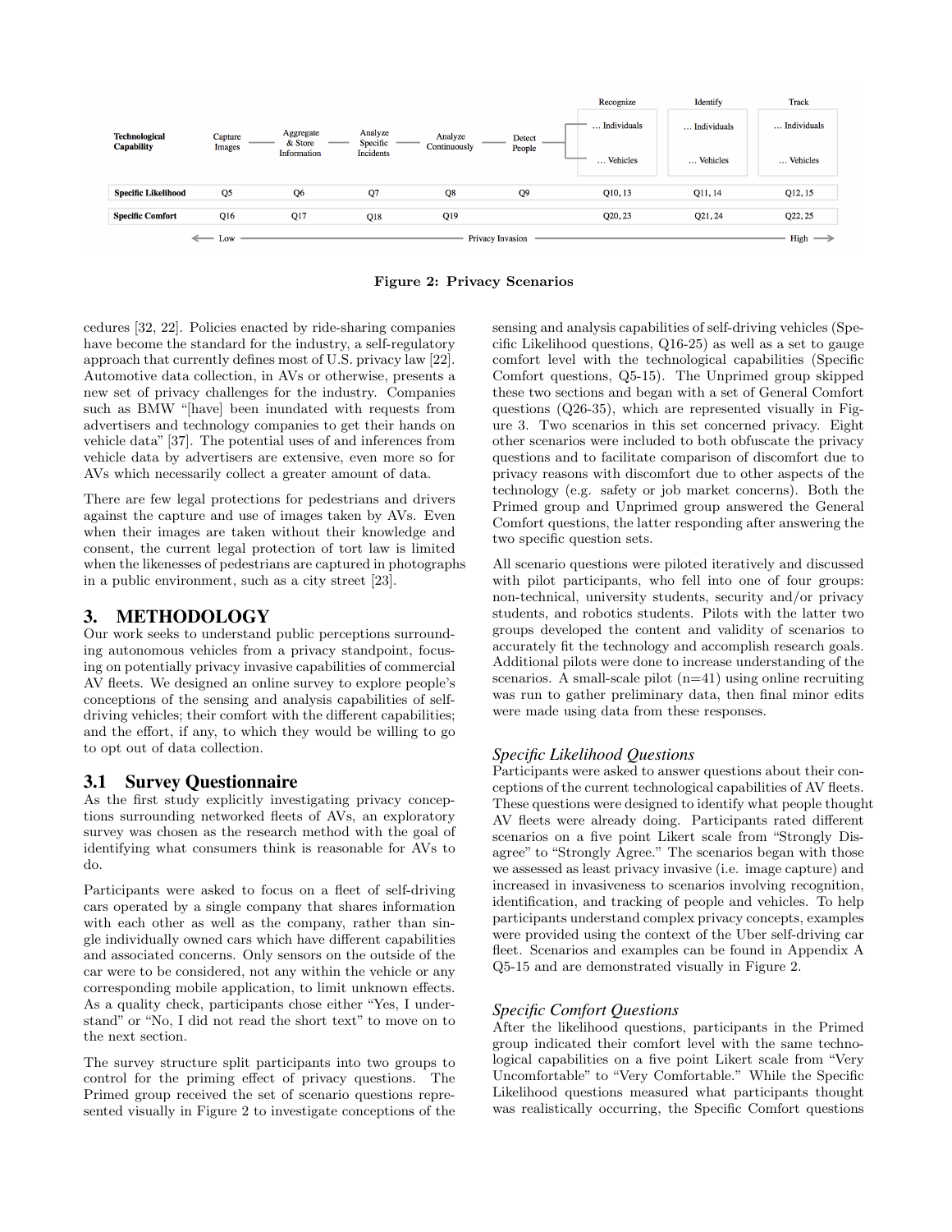| Technological Capability | Capture Images | Aggregate & Store Information | Analyze Specific Incidents | Analyze Continuously | Detect People | Recognize ... Individuals / ... Vehicles | Identify ... Individuals / ... Vehicles | Track ... Individuals / ... Vehicles |
|---|---|---|---|---|---|---|---|---|
| **Specific Likelihood** | Q5 | Q6 | Q7 | Q8 | Q9 | Q10, 13 | Q11, 14 | Q12, 15 |
| **Specific Comfort** | Q16 | Q17 | Q18 | Q19 | | Q20, 23 | Q21, 24 | Q22, 25 |

← Low — Privacy Invasion — High →

**Figure 2: Privacy Scenarios**

cedures [32, 22]. Policies enacted by ride-sharing companies have become the standard for the industry, a self-regulatory approach that currently defines most of U.S. privacy law [22]. Automotive data collection, in AVs or otherwise, presents a new set of privacy challenges for the industry. Companies such as BMW "[have] been inundated with requests from advertisers and technology companies to get their hands on vehicle data" [37]. The potential uses of and inferences from vehicle data by advertisers are extensive, even more so for AVs which necessarily collect a greater amount of data.

There are few legal protections for pedestrians and drivers against the capture and use of images taken by AVs. Even when their images are taken without their knowledge and consent, the current legal protection of tort law is limited when the likenesses of pedestrians are captured in photographs in a public environment, such as a city street [23].

# 3. METHODOLOGY

Our work seeks to understand public perceptions surrounding autonomous vehicles from a privacy standpoint, focusing on potentially privacy invasive capabilities of commercial AV fleets. We designed an online survey to explore people's conceptions of the sensing and analysis capabilities of self-driving vehicles; their comfort with the different capabilities; and the effort, if any, to which they would be willing to go to opt out of data collection.

## 3.1 Survey Questionnaire

As the first study explicitly investigating privacy conceptions surrounding networked fleets of AVs, an exploratory survey was chosen as the research method with the goal of identifying what consumers think is reasonable for AVs to do.

Participants were asked to focus on a fleet of self-driving cars operated by a single company that shares information with each other as well as the company, rather than single individually owned cars which have different capabilities and associated concerns. Only sensors on the outside of the car were to be considered, not any within the vehicle or any corresponding mobile application, to limit unknown effects. As a quality check, participants chose either "Yes, I understand" or "No, I did not read the short text" to move on to the next section.

The survey structure split participants into two groups to control for the priming effect of privacy questions. The Primed group received the set of scenario questions represented visually in Figure 2 to investigate conceptions of the sensing and analysis capabilities of self-driving vehicles (Specific Likelihood questions, Q16-25) as well as a set to gauge comfort level with the technological capabilities (Specific Comfort questions, Q5-15). The Unprimed group skipped these two sections and began with a set of General Comfort questions (Q26-35), which are represented visually in Figure 3. Two scenarios in this set concerned privacy. Eight other scenarios were included to both obfuscate the privacy questions and to facilitate comparison of discomfort due to privacy reasons with discomfort due to other aspects of the technology (e.g. safety or job market concerns). Both the Primed group and Unprimed group answered the General Comfort questions, the latter responding after answering the two specific question sets.

All scenario questions were piloted iteratively and discussed with pilot participants, who fell into one of four groups: non-technical, university students, security and/or privacy students, and robotics students. Pilots with the latter two groups developed the content and validity of scenarios to accurately fit the technology and accomplish research goals. Additional pilots were done to increase understanding of the scenarios. A small-scale pilot (n=41) using online recruiting was run to gather preliminary data, then final minor edits were made using data from these responses.

### *Specific Likelihood Questions*

Participants were asked to answer questions about their conceptions of the current technological capabilities of AV fleets. These questions were designed to identify what people thought AV fleets were already doing. Participants rated different scenarios on a five point Likert scale from "Strongly Disagree" to "Strongly Agree." The scenarios began with those we assessed as least privacy invasive (i.e. image capture) and increased in invasiveness to scenarios involving recognition, identification, and tracking of people and vehicles. To help participants understand complex privacy concepts, examples were provided using the context of the Uber self-driving car fleet. Scenarios and examples can be found in Appendix A Q5-15 and are demonstrated visually in Figure 2.

### *Specific Comfort Questions*

After the likelihood questions, participants in the Primed group indicated their comfort level with the same technological capabilities on a five point Likert scale from "Very Uncomfortable" to "Very Comfortable." While the Specific Likelihood questions measured what participants thought was realistically occurring, the Specific Comfort questions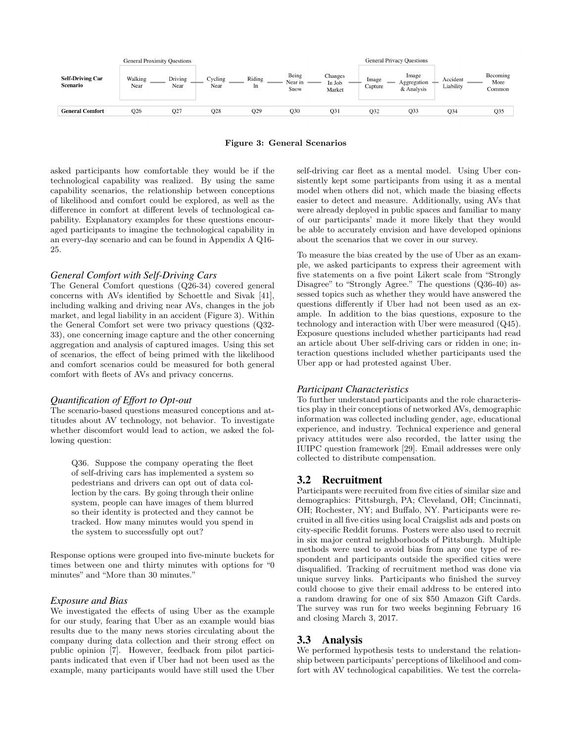| | General Proximity Questions | | | | | | General Privacy Questions | | | |
|---|---|---|---|---|---|---|---|---|---|---|
| **Self-Driving Car Scenario** | Walking Near | Driving Near | Cycling Near | Riding In | Being Near in Snow | Changes In Job Market | Image Capture | Image Aggregation & Analysis | Accident Liability | Becoming More Common |
| **General Comfort** | Q26 | Q27 | Q28 | Q29 | Q30 | Q31 | Q32 | Q33 | Q34 | Q35 |

**Figure 3: General Scenarios**

asked participants how comfortable they would be if the technological capability was realized. By using the same capability scenarios, the relationship between conceptions of likelihood and comfort could be explored, as well as the difference in comfort at different levels of technological capability. Explanatory examples for these questions encouraged participants to imagine the technological capability in an every-day scenario and can be found in Appendix A Q16-25.

### *General Comfort with Self-Driving Cars*

The General Comfort questions (Q26-34) covered general concerns with AVs identified by Schoettle and Sivak [41], including walking and driving near AVs, changes in the job market, and legal liability in an accident (Figure 3). Within the General Comfort set were two privacy questions (Q32-33), one concerning image capture and the other concerning aggregation and analysis of captured images. Using this set of scenarios, the effect of being primed with the likelihood and comfort scenarios could be measured for both general comfort with fleets of AVs and privacy concerns.

### *Quantification of Effort to Opt-out*

The scenario-based questions measured conceptions and attitudes about AV technology, not behavior. To investigate whether discomfort would lead to action, we asked the following question:

> Q36. Suppose the company operating the fleet of self-driving cars has implemented a system so pedestrians and drivers can opt out of data collection by the cars. By going through their online system, people can have images of them blurred so their identity is protected and they cannot be tracked. How many minutes would you spend in the system to successfully opt out?

Response options were grouped into five-minute buckets for times between one and thirty minutes with options for "0 minutes" and "More than 30 minutes."

### *Exposure and Bias*

We investigated the effects of using Uber as the example for our study, fearing that Uber as an example would bias results due to the many news stories circulating about the company during data collection and their strong effect on public opinion [7]. However, feedback from pilot participants indicated that even if Uber had not been used as the example, many participants would have still used the Uber self-driving car fleet as a mental model. Using Uber consistently kept some participants from using it as a mental model when others did not, which made the biasing effects easier to detect and measure. Additionally, using AVs that were already deployed in public spaces and familiar to many of our participants' made it more likely that they would be able to accurately envision and have developed opinions about the scenarios that we cover in our survey.

To measure the bias created by the use of Uber as an example, we asked participants to express their agreement with five statements on a five point Likert scale from "Strongly Disagree" to "Strongly Agree." The questions (Q36-40) assessed topics such as whether they would have answered the questions differently if Uber had not been used as an example. In addition to the bias questions, exposure to the technology and interaction with Uber were measured (Q45). Exposure questions included whether participants had read an article about Uber self-driving cars or ridden in one; interaction questions included whether participants used the Uber app or had protested against Uber.

### *Participant Characteristics*

To further understand participants and the role characteristics play in their conceptions of networked AVs, demographic information was collected including gender, age, educational experience, and industry. Technical experience and general privacy attitudes were also recorded, the latter using the IUIPC question framework [29]. Email addresses were only collected to distribute compensation.

## 3.2 Recruitment

Participants were recruited from five cities of similar size and demographics: Pittsburgh, PA; Cleveland, OH; Cincinnati, OH; Rochester, NY; and Buffalo, NY. Participants were recruited in all five cities using local Craigslist ads and posts on city-specific Reddit forums. Posters were also used to recruit in six major central neighborhoods of Pittsburgh. Multiple methods were used to avoid bias from any one type of respondent and participants outside the specified cities were disqualified. Tracking of recruitment method was done via unique survey links. Participants who finished the survey could choose to give their email address to be entered into a random drawing for one of six $50 Amazon Gift Cards. The survey was run for two weeks beginning February 16 and closing March 3, 2017.

## 3.3 Analysis

We performed hypothesis tests to understand the relationship between participants' perceptions of likelihood and comfort with AV technological capabilities. We test the correla-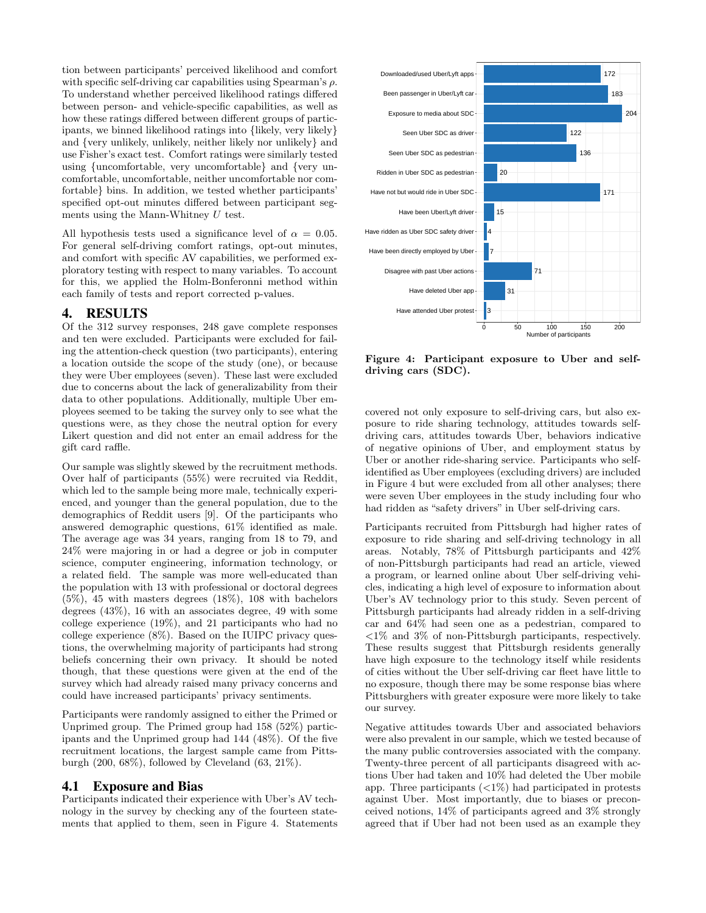tion between participants' perceived likelihood and comfort with specific self-driving car capabilities using Spearman's $\rho$. To understand whether perceived likelihood ratings differed between person- and vehicle-specific capabilities, as well as how these ratings differed between different groups of participants, we binned likelihood ratings into {likely, very likely} and {very unlikely, unlikely, neither likely nor unlikely} and use Fisher's exact test. Comfort ratings were similarly tested using {uncomfortable, very uncomfortable} and {very uncomfortable, uncomfortable, neither uncomfortable nor comfortable} bins. In addition, we tested whether participants' specified opt-out minutes differed between participant segments using the Mann-Whitney $U$ test.

All hypothesis tests used a significance level of $\alpha = 0.05$. For general self-driving comfort ratings, opt-out minutes, and comfort with specific AV capabilities, we performed exploratory testing with respect to many variables. To account for this, we applied the Holm-Bonferonni method within each family of tests and report corrected p-values.

# 4. RESULTS

Of the 312 survey responses, 248 gave complete responses and ten were excluded. Participants were excluded for failing the attention-check question (two participants), entering a location outside the scope of the study (one), or because they were Uber employees (seven). These last were excluded due to concerns about the lack of generalizability from their data to other populations. Additionally, multiple Uber employees seemed to be taking the survey only to see what the questions were, as they chose the neutral option for every Likert question and did not enter an email address for the gift card raffle.

Our sample was slightly skewed by the recruitment methods. Over half of participants (55%) were recruited via Reddit, which led to the sample being more male, technically experienced, and younger than the general population, due to the demographics of Reddit users [9]. Of the participants who answered demographic questions, 61% identified as male. The average age was 34 years, ranging from 18 to 79, and 24% were majoring in or had a degree or job in computer science, computer engineering, information technology, or a related field. The sample was more well-educated than the population with 13 with professional or doctoral degrees (5%), 45 with masters degrees (18%), 108 with bachelors degrees (43%), 16 with an associates degree, 49 with some college experience (19%), and 21 participants who had no college experience (8%). Based on the IUIPC privacy questions, the overwhelming majority of participants had strong beliefs concerning their own privacy. It should be noted though, that these questions were given at the end of the survey which had already raised many privacy concerns and could have increased participants' privacy sentiments.

Participants were randomly assigned to either the Primed or Unprimed group. The Primed group had 158 (52%) participants and the Unprimed group had 144 (48%). Of the five recruitment locations, the largest sample came from Pittsburgh (200, 68%), followed by Cleveland (63, 21%).

## 4.1 Exposure and Bias

Participants indicated their experience with Uber's AV technology in the survey by checking any of the fourteen statements that applied to them, seen in Figure 4. Statements

| Statement | Number of participants |
|---|---|
| Downloaded/used Uber/Lyft apps | 172 |
| Been passenger in Uber/Lyft car | 183 |
| Exposure to media about SDC | 204 |
| Seen Uber SDC as driver | 122 |
| Seen Uber SDC as pedestrian | 136 |
| Ridden in Uber SDC as pedestrian | 20 |
| Have not but would ride in Uber SDC | 171 |
| Have been Uber/Lyft driver | 15 |
| Have ridden as Uber SDC safety driver | 4 |
| Have been directly employed by Uber | 7 |
| Disagree with past Uber actions | 71 |
| Have deleted Uber app | 31 |
| Have attended Uber protest | 3 |

**Figure 4: Participant exposure to Uber and self-driving cars (SDC).**

covered not only exposure to self-driving cars, but also exposure to ride sharing technology, attitudes towards self-driving cars, attitudes towards Uber, behaviors indicative of negative opinions of Uber, and employment status by Uber or another ride-sharing service. Participants who self-identified as Uber employees (excluding drivers) are included in Figure 4 but were excluded from all other analyses; there were seven Uber employees in the study including four who had ridden as "safety drivers" in Uber self-driving cars.

Participants recruited from Pittsburgh had higher rates of exposure to ride sharing and self-driving technology in all areas. Notably, 78% of Pittsburgh participants and 42% of non-Pittsburgh participants had read an article, viewed a program, or learned online about Uber self-driving vehicles, indicating a high level of exposure to information about Uber's AV technology prior to this study. Seven percent of Pittsburgh participants had already ridden in a self-driving car and 64% had seen one as a pedestrian, compared to <1% and 3% of non-Pittsburgh participants, respectively. These results suggest that Pittsburgh residents generally have high exposure to the technology itself while residents of cities without the Uber self-driving car fleet have little to no exposure, though there may be some response bias where Pittsburghers with greater exposure were more likely to take our survey.

Negative attitudes towards Uber and associated behaviors were also prevalent in our sample, which we tested because of the many public controversies associated with the company. Twenty-three percent of all participants disagreed with actions Uber had taken and 10% had deleted the Uber mobile app. Three participants (<1%) had participated in protests against Uber. Most importantly, due to biases or preconceived notions, 14% of participants agreed and 3% strongly agreed that if Uber had not been used as an example they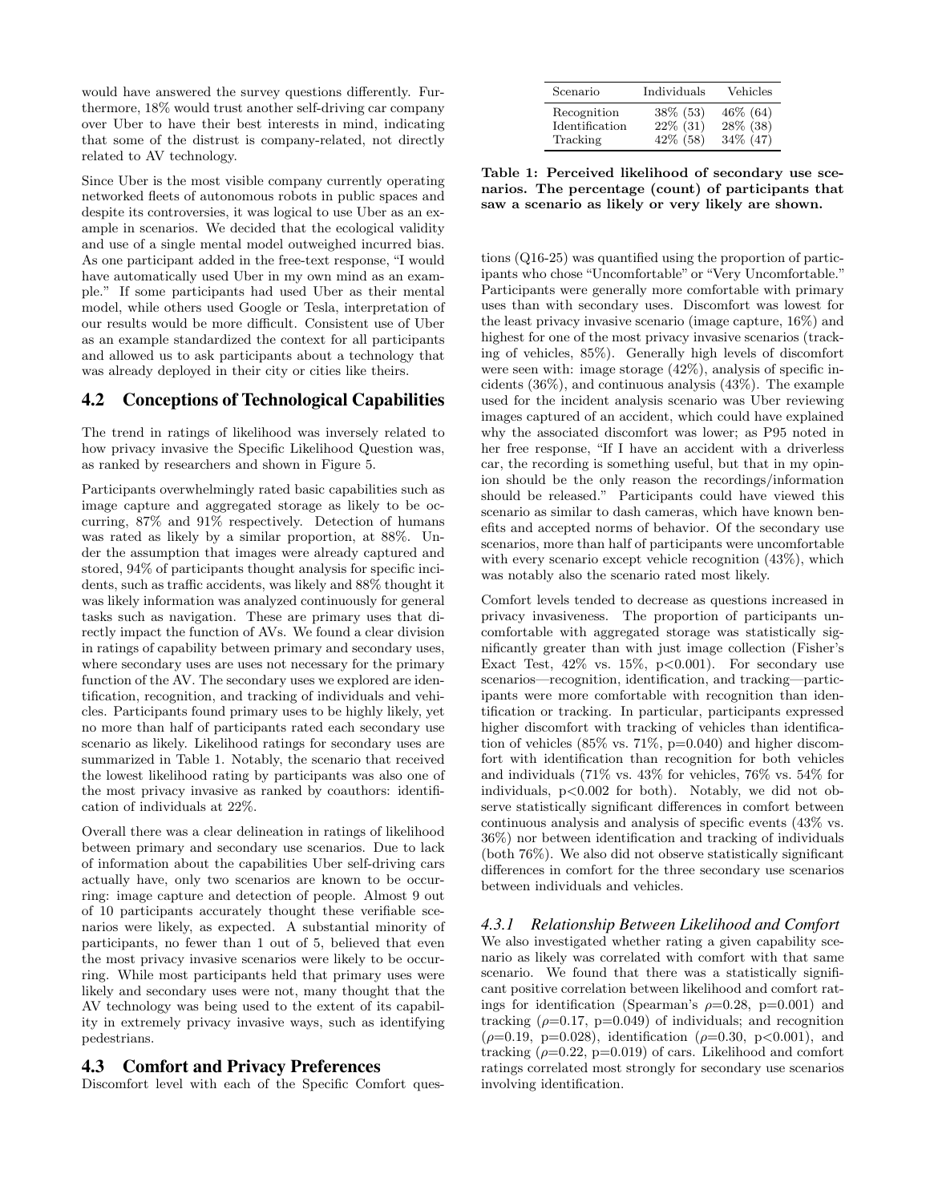would have answered the survey questions differently. Furthermore, 18% would trust another self-driving car company over Uber to have their best interests in mind, indicating that some of the distrust is company-related, not directly related to AV technology.

Since Uber is the most visible company currently operating networked fleets of autonomous robots in public spaces and despite its controversies, it was logical to use Uber as an example in scenarios. We decided that the ecological validity and use of a single mental model outweighed incurred bias. As one participant added in the free-text response, "I would have automatically used Uber in my own mind as an example." If some participants had used Uber as their mental model, while others used Google or Tesla, interpretation of our results would be more difficult. Consistent use of Uber as an example standardized the context for all participants and allowed us to ask participants about a technology that was already deployed in their city or cities like theirs.

## 4.2 Conceptions of Technological Capabilities

The trend in ratings of likelihood was inversely related to how privacy invasive the Specific Likelihood Question was, as ranked by researchers and shown in Figure 5.

Participants overwhelmingly rated basic capabilities such as image capture and aggregated storage as likely to be occurring, 87% and 91% respectively. Detection of humans was rated as likely by a similar proportion, at 88%. Under the assumption that images were already captured and stored, 94% of participants thought analysis for specific incidents, such as traffic accidents, was likely and 88% thought it was likely information was analyzed continuously for general tasks such as navigation. These are primary uses that directly impact the function of AVs. We found a clear division in ratings of capability between primary and secondary uses, where secondary uses are uses not necessary for the primary function of the AV. The secondary uses we explored are identification, recognition, and tracking of individuals and vehicles. Participants found primary uses to be highly likely, yet no more than half of participants rated each secondary use scenario as likely. Likelihood ratings for secondary uses are summarized in Table 1. Notably, the scenario that received the lowest likelihood rating by participants was also one of the most privacy invasive as ranked by coauthors: identification of individuals at 22%.

Overall there was a clear delineation in ratings of likelihood between primary and secondary use scenarios. Due to lack of information about the capabilities Uber self-driving cars actually have, only two scenarios are known to be occurring: image capture and detection of people. Almost 9 out of 10 participants accurately thought these verifiable scenarios were likely, as expected. A substantial minority of participants, no fewer than 1 out of 5, believed that even the most privacy invasive scenarios were likely to be occurring. While most participants held that primary uses were likely and secondary uses were not, many thought that the AV technology was being used to the extent of its capability in extremely privacy invasive ways, such as identifying pedestrians.

## 4.3 Comfort and Privacy Preferences

Discomfort level with each of the Specific Comfort questions (Q16-25) was quantified using the proportion of participants who chose "Uncomfortable" or "Very Uncomfortable." Participants were generally more comfortable with primary uses than with secondary uses. Discomfort was lowest for the least privacy invasive scenario (image capture, 16%) and highest for one of the most privacy invasive scenarios (tracking of vehicles, 85%). Generally high levels of discomfort were seen with: image storage (42%), analysis of specific incidents (36%), and continuous analysis (43%). The example used for the incident analysis scenario was Uber reviewing images captured of an accident, which could have explained why the associated discomfort was lower; as P95 noted in her free response, "If I have an accident with a driverless car, the recording is something useful, but that in my opinion should be the only reason the recordings/information should be released." Participants could have viewed this scenario as similar to dash cameras, which have known benefits and accepted norms of behavior. Of the secondary use scenarios, more than half of participants were uncomfortable with every scenario except vehicle recognition (43%), which was notably also the scenario rated most likely.

| Scenario | Individuals | Vehicles |
|---|---|---|
| Recognition | 38% (53) | 46% (64) |
| Identification | 22% (31) | 28% (38) |
| Tracking | 42% (58) | 34% (47) |

**Table 1: Perceived likelihood of secondary use scenarios. The percentage (count) of participants that saw a scenario as likely or very likely are shown.**

Comfort levels tended to decrease as questions increased in privacy invasiveness. The proportion of participants uncomfortable with aggregated storage was statistically significantly greater than with just image collection (Fisher's Exact Test, 42% vs. 15%, $p<0.001$). For secondary use scenarios—recognition, identification, and tracking—participants were more comfortable with recognition than identification or tracking. In particular, participants expressed higher discomfort with tracking of vehicles than identification of vehicles (85% vs. 71%, $p=0.040$) and higher discomfort with identification than recognition for both vehicles and individuals (71% vs. 43% for vehicles, 76% vs. 54% for individuals, $p<0.002$ for both). Notably, we did not observe statistically significant differences in comfort between continuous analysis and analysis of specific events (43% vs. 36%) nor between identification and tracking of individuals (both 76%). We also did not observe statistically significant differences in comfort for the three secondary use scenarios between individuals and vehicles.

#### *4.3.1 Relationship Between Likelihood and Comfort*

We also investigated whether rating a given capability scenario as likely was correlated with comfort with that same scenario. We found that there was a statistically significant positive correlation between likelihood and comfort ratings for identification (Spearman's $\rho=0.28$, $p=0.001$) and tracking ($\rho=0.17$, $p=0.049$) of individuals; and recognition ($\rho=0.19$, $p=0.028$), identification ($\rho=0.30$, $p<0.001$), and tracking ($\rho=0.22$, $p=0.019$) of cars. Likelihood and comfort ratings correlated most strongly for secondary use scenarios involving identification.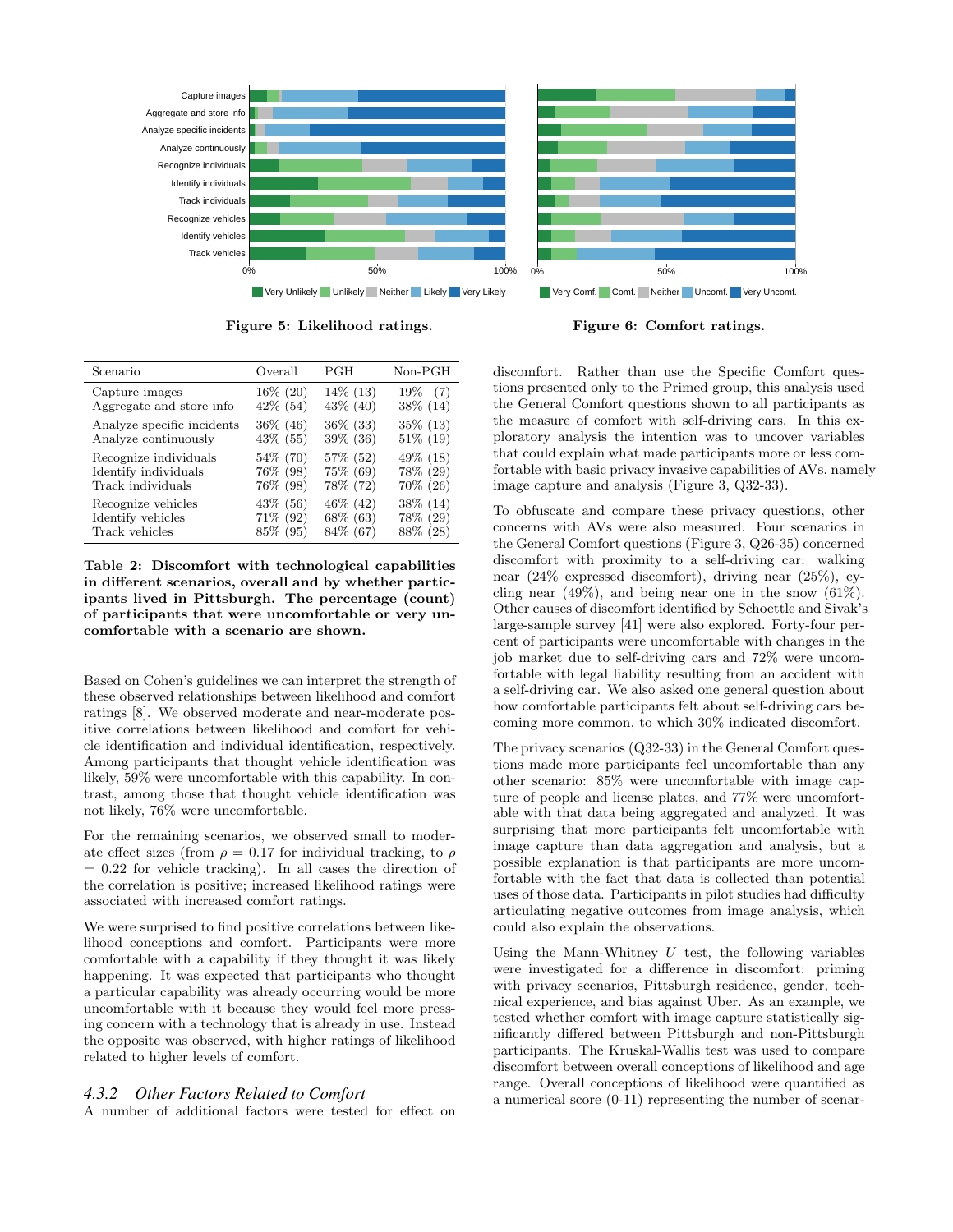Figure 5: Likelihood ratings.

Figure 6: Comfort ratings.

| Scenario | Overall | PGH | Non-PGH |
|---|---|---|---|
| Capture images | 16% (20) | 14% (13) | 19% (7) |
| Aggregate and store info | 42% (54) | 43% (40) | 38% (14) |
| Analyze specific incidents | 36% (46) | 36% (33) | 35% (13) |
| Analyze continuously | 43% (55) | 39% (36) | 51% (19) |
| Recognize individuals | 54% (70) | 57% (52) | 49% (18) |
| Identify individuals | 76% (98) | 75% (69) | 78% (29) |
| Track individuals | 76% (98) | 78% (72) | 70% (26) |
| Recognize vehicles | 43% (56) | 46% (42) | 38% (14) |
| Identify vehicles | 71% (92) | 68% (63) | 78% (29) |
| Track vehicles | 85% (95) | 84% (67) | 88% (28) |

**Table 2: Discomfort with technological capabilities in different scenarios, overall and by whether participants lived in Pittsburgh. The percentage (count) of participants that were uncomfortable or very uncomfortable with a scenario are shown.**

Based on Cohen's guidelines we can interpret the strength of these observed relationships between likelihood and comfort ratings [8]. We observed moderate and near-moderate positive correlations between likelihood and comfort for vehicle identification and individual identification, respectively. Among participants that thought vehicle identification was likely, 59% were uncomfortable with this capability. In contrast, among those that thought vehicle identification was not likely, 76% were uncomfortable.

For the remaining scenarios, we observed small to moderate effect sizes (from $\rho = 0.17$ for individual tracking, to $\rho = 0.22$ for vehicle tracking). In all cases the direction of the correlation is positive; increased likelihood ratings were associated with increased comfort ratings.

We were surprised to find positive correlations between likelihood conceptions and comfort. Participants were more comfortable with a capability if they thought it was likely happening. It was expected that participants who thought a particular capability was already occurring would be more uncomfortable with it because they would feel more pressing concern with a technology that is already in use. Instead the opposite was observed, with higher ratings of likelihood related to higher levels of comfort.

### 4.3.2 *Other Factors Related to Comfort*

A number of additional factors were tested for effect on discomfort. Rather than use the Specific Comfort questions presented only to the Primed group, this analysis used the General Comfort questions shown to all participants as the measure of comfort with self-driving cars. In this exploratory analysis the intention was to uncover variables that could explain what made participants more or less comfortable with basic privacy invasive capabilities of AVs, namely image capture and analysis (Figure 3, Q32-33).

To obfuscate and compare these privacy questions, other concerns with AVs were also measured. Four scenarios in the General Comfort questions (Figure 3, Q26-35) concerned discomfort with proximity to a self-driving car: walking near (24% expressed discomfort), driving near (25%), cycling near (49%), and being near one in the snow (61%). Other causes of discomfort identified by Schoettle and Sivak's large-sample survey [41] were also explored. Forty-four percent of participants were uncomfortable with changes in the job market due to self-driving cars and 72% were uncomfortable with legal liability resulting from an accident with a self-driving car. We also asked one general question about how comfortable participants felt about self-driving cars becoming more common, to which 30% indicated discomfort.

The privacy scenarios (Q32-33) in the General Comfort questions made more participants feel uncomfortable than any other scenario: 85% were uncomfortable with image capture of people and license plates, and 77% were uncomfortable with that data being aggregated and analyzed. It was surprising that more participants felt uncomfortable with image capture than data aggregation and analysis, but a possible explanation is that participants are more uncomfortable with the fact that data is collected than potential uses of those data. Participants in pilot studies had difficulty articulating negative outcomes from image analysis, which could also explain the observations.

Using the Mann-Whitney $U$ test, the following variables were investigated for a difference in discomfort: priming with privacy scenarios, Pittsburgh residence, gender, technical experience, and bias against Uber. As an example, we tested whether comfort with image capture statistically significantly differed between Pittsburgh and non-Pittsburgh participants. The Kruskal-Wallis test was used to compare discomfort between overall conceptions of likelihood and age range. Overall conceptions of likelihood were quantified as a numerical score (0-11) representing the number of scenar-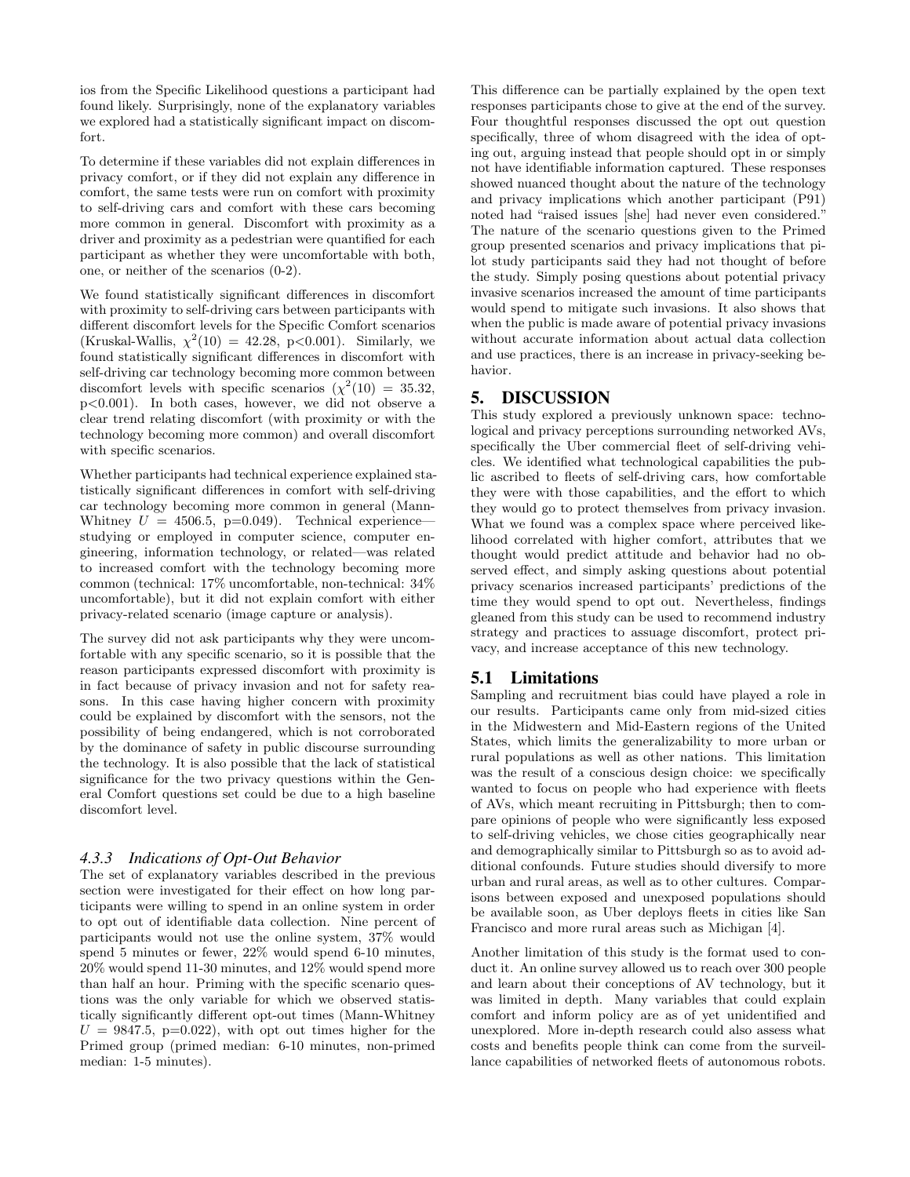ios from the Specific Likelihood questions a participant had found likely. Surprisingly, none of the explanatory variables we explored had a statistically significant impact on discomfort.

To determine if these variables did not explain differences in privacy comfort, or if they did not explain any difference in comfort, the same tests were run on comfort with proximity to self-driving cars and comfort with these cars becoming more common in general. Discomfort with proximity as a driver and proximity as a pedestrian were quantified for each participant as whether they were uncomfortable with both, one, or neither of the scenarios (0-2).

We found statistically significant differences in discomfort with proximity to self-driving cars between participants with different discomfort levels for the Specific Comfort scenarios (Kruskal-Wallis, $\chi^2(10) = 42.28$, $p<0.001$). Similarly, we found statistically significant differences in discomfort with self-driving car technology becoming more common between discomfort levels with specific scenarios ($\chi^2(10) = 35.32$, $p<0.001$). In both cases, however, we did not observe a clear trend relating discomfort (with proximity or with the technology becoming more common) and overall discomfort with specific scenarios.

Whether participants had technical experience explained statistically significant differences in comfort with self-driving car technology becoming more common in general (Mann-Whitney $U = 4506.5$, $p=0.049$). Technical experience—studying or employed in computer science, computer engineering, information technology, or related—was related to increased comfort with the technology becoming more common (technical: 17% uncomfortable, non-technical: 34% uncomfortable), but it did not explain comfort with either privacy-related scenario (image capture or analysis).

The survey did not ask participants why they were uncomfortable with any specific scenario, so it is possible that the reason participants expressed discomfort with proximity is in fact because of privacy invasion and not for safety reasons. In this case having higher concern with proximity could be explained by discomfort with the sensors, not the possibility of being endangered, which is not corroborated by the dominance of safety in public discourse surrounding the technology. It is also possible that the lack of statistical significance for the two privacy questions within the General Comfort questions set could be due to a high baseline discomfort level.

#### *4.3.3 Indications of Opt-Out Behavior*

The set of explanatory variables described in the previous section were investigated for their effect on how long participants were willing to spend in an online system in order to opt out of identifiable data collection. Nine percent of participants would not use the online system, 37% would spend 5 minutes or fewer, 22% would spend 6-10 minutes, 20% would spend 11-30 minutes, and 12% would spend more than half an hour. Priming with the specific scenario questions was the only variable for which we observed statistically significantly different opt-out times (Mann-Whitney $U = 9847.5$, $p=0.022$), with opt out times higher for the Primed group (primed median: 6-10 minutes, non-primed median: 1-5 minutes).

This difference can be partially explained by the open text responses participants chose to give at the end of the survey. Four thoughtful responses discussed the opt out question specifically, three of whom disagreed with the idea of opting out, arguing instead that people should opt in or simply not have identifiable information captured. These responses showed nuanced thought about the nature of the technology and privacy implications which another participant (P91) noted had "raised issues [she] had never even considered." The nature of the scenario questions given to the Primed group presented scenarios and privacy implications that pilot study participants said they had not thought of before the study. Simply posing questions about potential privacy invasive scenarios increased the amount of time participants would spend to mitigate such invasions. It also shows that when the public is made aware of potential privacy invasions without accurate information about actual data collection and use practices, there is an increase in privacy-seeking behavior.

## 5. DISCUSSION

This study explored a previously unknown space: technological and privacy perceptions surrounding networked AVs, specifically the Uber commercial fleet of self-driving vehicles. We identified what technological capabilities the public ascribed to fleets of self-driving cars, how comfortable they were with those capabilities, and the effort to which they would go to protect themselves from privacy invasion. What we found was a complex space where perceived likelihood correlated with higher comfort, attributes that we thought would predict attitude and behavior had no observed effect, and simply asking questions about potential privacy scenarios increased participants' predictions of the time they would spend to opt out. Nevertheless, findings gleaned from this study can be used to recommend industry strategy and practices to assuage discomfort, protect privacy, and increase acceptance of this new technology.

### 5.1 Limitations

Sampling and recruitment bias could have played a role in our results. Participants came only from mid-sized cities in the Midwestern and Mid-Eastern regions of the United States, which limits the generalizability to more urban or rural populations as well as other nations. This limitation was the result of a conscious design choice: we specifically wanted to focus on people who had experience with fleets of AVs, which meant recruiting in Pittsburgh; then to compare opinions of people who were significantly less exposed to self-driving vehicles, we chose cities geographically near and demographically similar to Pittsburgh so as to avoid additional confounds. Future studies should diversify to more urban and rural areas, as well as to other cultures. Comparisons between exposed and unexposed populations should be available soon, as Uber deploys fleets in cities like San Francisco and more rural areas such as Michigan [4].

Another limitation of this study is the format used to conduct it. An online survey allowed us to reach over 300 people and learn about their conceptions of AV technology, but it was limited in depth. Many variables that could explain comfort and inform policy are as of yet unidentified and unexplored. More in-depth research could also assess what costs and benefits people think can come from the surveillance capabilities of networked fleets of autonomous robots.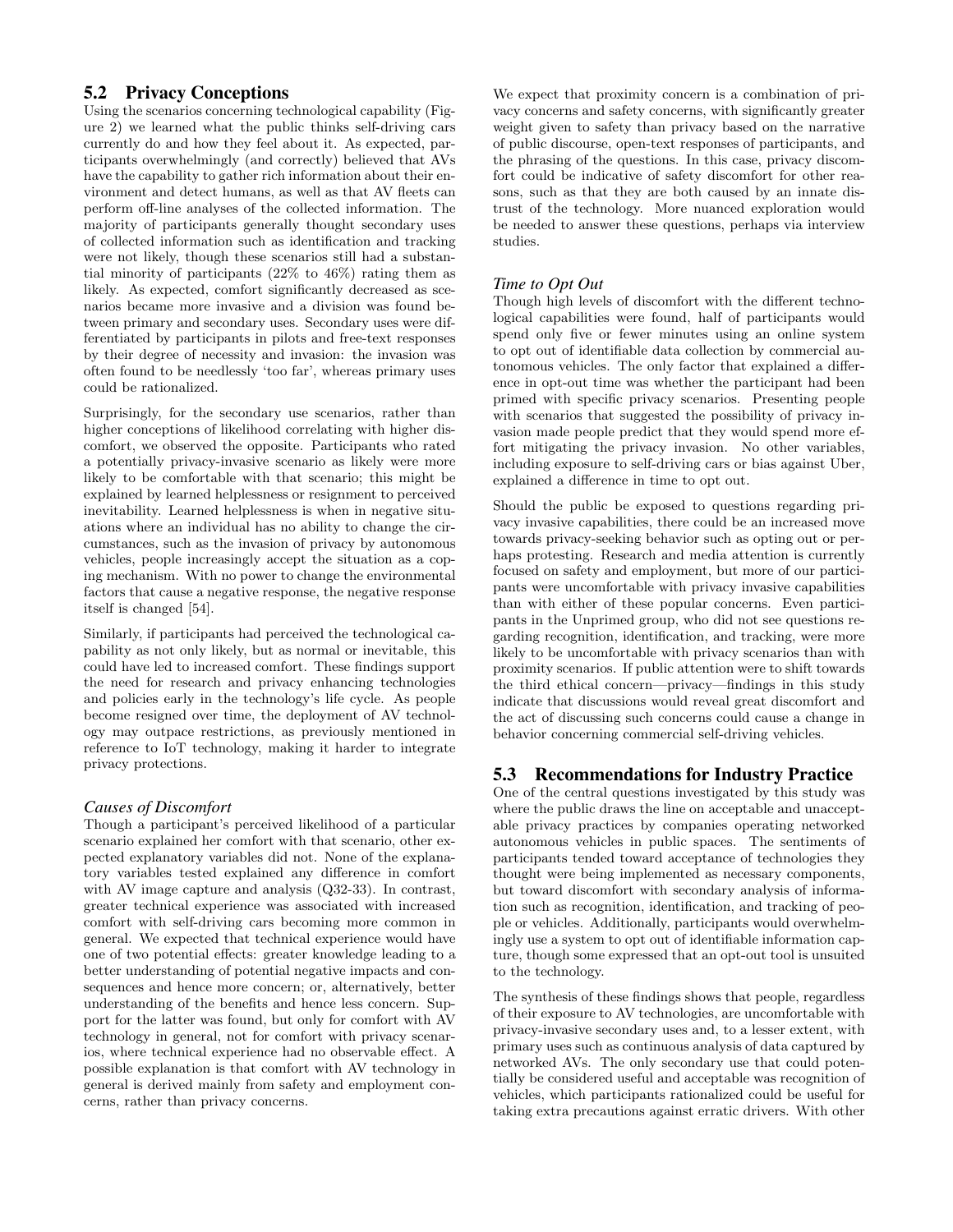## 5.2 Privacy Conceptions

Using the scenarios concerning technological capability (Figure 2) we learned what the public thinks self-driving cars currently do and how they feel about it. As expected, participants overwhelmingly (and correctly) believed that AVs have the capability to gather rich information about their environment and detect humans, as well as that AV fleets can perform off-line analyses of the collected information. The majority of participants generally thought secondary uses of collected information such as identification and tracking were not likely, though these scenarios still had a substantial minority of participants (22% to 46%) rating them as likely. As expected, comfort significantly decreased as scenarios became more invasive and a division was found between primary and secondary uses. Secondary uses were differentiated by participants in pilots and free-text responses by their degree of necessity and invasion: the invasion was often found to be needlessly 'too far', whereas primary uses could be rationalized.

Surprisingly, for the secondary use scenarios, rather than higher conceptions of likelihood correlating with higher discomfort, we observed the opposite. Participants who rated a potentially privacy-invasive scenario as likely were more likely to be comfortable with that scenario; this might be explained by learned helplessness or resignment to perceived inevitability. Learned helplessness is when in negative situations where an individual has no ability to change the circumstances, such as the invasion of privacy by autonomous vehicles, people increasingly accept the situation as a coping mechanism. With no power to change the environmental factors that cause a negative response, the negative response itself is changed [54].

Similarly, if participants had perceived the technological capability as not only likely, but as normal or inevitable, this could have led to increased comfort. These findings support the need for research and privacy enhancing technologies and policies early in the technology's life cycle. As people become resigned over time, the deployment of AV technology may outpace restrictions, as previously mentioned in reference to IoT technology, making it harder to integrate privacy protections.

### *Causes of Discomfort*

Though a participant's perceived likelihood of a particular scenario explained her comfort with that scenario, other expected explanatory variables did not. None of the explanatory variables tested explained any difference in comfort with AV image capture and analysis (Q32-33). In contrast, greater technical experience was associated with increased comfort with self-driving cars becoming more common in general. We expected that technical experience would have one of two potential effects: greater knowledge leading to a better understanding of potential negative impacts and consequences and hence more concern; or, alternatively, better understanding of the benefits and hence less concern. Support for the latter was found, but only for comfort with AV technology in general, not for comfort with privacy scenarios, where technical experience had no observable effect. A possible explanation is that comfort with AV technology in general is derived mainly from safety and employment concerns, rather than privacy concerns.

We expect that proximity concern is a combination of privacy concerns and safety concerns, with significantly greater weight given to safety than privacy based on the narrative of public discourse, open-text responses of participants, and the phrasing of the questions. In this case, privacy discomfort could be indicative of safety discomfort for other reasons, such as that they are both caused by an innate distrust of the technology. More nuanced exploration would be needed to answer these questions, perhaps via interview studies.

### *Time to Opt Out*

Though high levels of discomfort with the different technological capabilities were found, half of participants would spend only five or fewer minutes using an online system to opt out of identifiable data collection by commercial autonomous vehicles. The only factor that explained a difference in opt-out time was whether the participant had been primed with specific privacy scenarios. Presenting people with scenarios that suggested the possibility of privacy invasion made people predict that they would spend more effort mitigating the privacy invasion. No other variables, including exposure to self-driving cars or bias against Uber, explained a difference in time to opt out.

Should the public be exposed to questions regarding privacy invasive capabilities, there could be an increased move towards privacy-seeking behavior such as opting out or perhaps protesting. Research and media attention is currently focused on safety and employment, but more of our participants were uncomfortable with privacy invasive capabilities than with either of these popular concerns. Even participants in the Unprimed group, who did not see questions regarding recognition, identification, and tracking, were more likely to be uncomfortable with privacy scenarios than with proximity scenarios. If public attention were to shift towards the third ethical concern—privacy—findings in this study indicate that discussions would reveal great discomfort and the act of discussing such concerns could cause a change in behavior concerning commercial self-driving vehicles.

## 5.3 Recommendations for Industry Practice

One of the central questions investigated by this study was where the public draws the line on acceptable and unacceptable privacy practices by companies operating networked autonomous vehicles in public spaces. The sentiments of participants tended toward acceptance of technologies they thought were being implemented as necessary components, but toward discomfort with secondary analysis of information such as recognition, identification, and tracking of people or vehicles. Additionally, participants would overwhelmingly use a system to opt out of identifiable information capture, though some expressed that an opt-out tool is unsuited to the technology.

The synthesis of these findings shows that people, regardless of their exposure to AV technologies, are uncomfortable with privacy-invasive secondary uses and, to a lesser extent, with primary uses such as continuous analysis of data captured by networked AVs. The only secondary use that could potentially be considered useful and acceptable was recognition of vehicles, which participants rationalized could be useful for taking extra precautions against erratic drivers. With other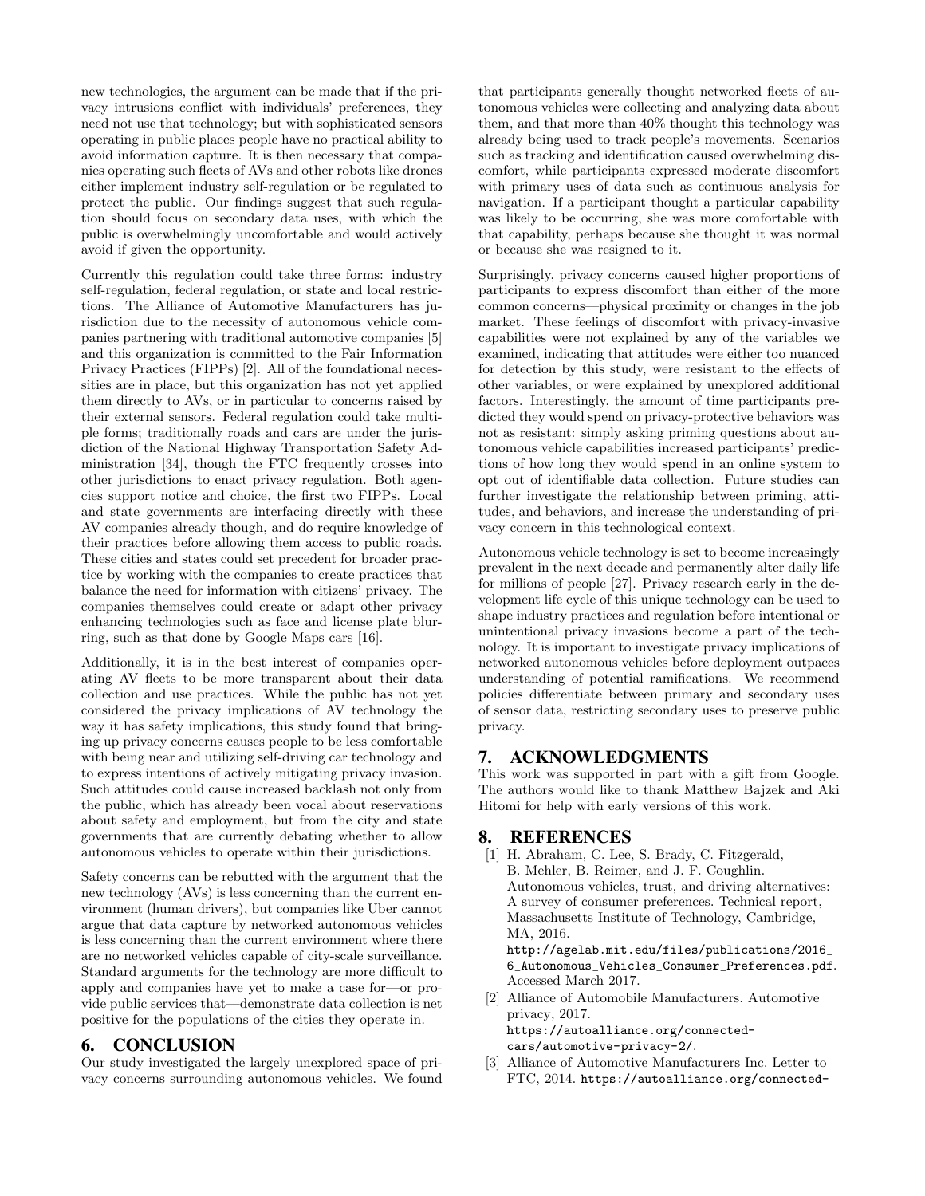new technologies, the argument can be made that if the privacy intrusions conflict with individuals' preferences, they need not use that technology; but with sophisticated sensors operating in public places people have no practical ability to avoid information capture. It is then necessary that companies operating such fleets of AVs and other robots like drones either implement industry self-regulation or be regulated to protect the public. Our findings suggest that such regulation should focus on secondary data uses, with which the public is overwhelmingly uncomfortable and would actively avoid if given the opportunity.

Currently this regulation could take three forms: industry self-regulation, federal regulation, or state and local restrictions. The Alliance of Automotive Manufacturers has jurisdiction due to the necessity of autonomous vehicle companies partnering with traditional automotive companies [5] and this organization is committed to the Fair Information Privacy Practices (FIPPs) [2]. All of the foundational necessities are in place, but this organization has not yet applied them directly to AVs, or in particular to concerns raised by their external sensors. Federal regulation could take multiple forms; traditionally roads and cars are under the jurisdiction of the National Highway Transportation Safety Administration [34], though the FTC frequently crosses into other jurisdictions to enact privacy regulation. Both agencies support notice and choice, the first two FIPPs. Local and state governments are interfacing directly with these AV companies already though, and do require knowledge of their practices before allowing them access to public roads. These cities and states could set precedent for broader practice by working with the companies to create practices that balance the need for information with citizens' privacy. The companies themselves could create or adapt other privacy enhancing technologies such as face and license plate blurring, such as that done by Google Maps cars [16].

Additionally, it is in the best interest of companies operating AV fleets to be more transparent about their data collection and use practices. While the public has not yet considered the privacy implications of AV technology the way it has safety implications, this study found that bringing up privacy concerns causes people to be less comfortable with being near and utilizing self-driving car technology and to express intentions of actively mitigating privacy invasion. Such attitudes could cause increased backlash not only from the public, which has already been vocal about reservations about safety and employment, but from the city and state governments that are currently debating whether to allow autonomous vehicles to operate within their jurisdictions.

Safety concerns can be rebutted with the argument that the new technology (AVs) is less concerning than the current environment (human drivers), but companies like Uber cannot argue that data capture by networked autonomous vehicles is less concerning than the current environment where there are no networked vehicles capable of city-scale surveillance. Standard arguments for the technology are more difficult to apply and companies have yet to make a case for—or provide public services that—demonstrate data collection is net positive for the populations of the cities they operate in.

## 6. CONCLUSION

Our study investigated the largely unexplored space of privacy concerns surrounding autonomous vehicles. We found that participants generally thought networked fleets of autonomous vehicles were collecting and analyzing data about them, and that more than 40% thought this technology was already being used to track people's movements. Scenarios such as tracking and identification caused overwhelming discomfort, while participants expressed moderate discomfort with primary uses of data such as continuous analysis for navigation. If a participant thought a particular capability was likely to be occurring, she was more comfortable with that capability, perhaps because she thought it was normal or because she was resigned to it.

Surprisingly, privacy concerns caused higher proportions of participants to express discomfort than either of the more common concerns—physical proximity or changes in the job market. These feelings of discomfort with privacy-invasive capabilities were not explained by any of the variables we examined, indicating that attitudes were either too nuanced for detection by this study, were resistant to the effects of other variables, or were explained by unexplored additional factors. Interestingly, the amount of time participants predicted they would spend on privacy-protective behaviors was not as resistant: simply asking priming questions about autonomous vehicle capabilities increased participants' predictions of how long they would spend in an online system to opt out of identifiable data collection. Future studies can further investigate the relationship between priming, attitudes, and behaviors, and increase the understanding of privacy concern in this technological context.

Autonomous vehicle technology is set to become increasingly prevalent in the next decade and permanently alter daily life for millions of people [27]. Privacy research early in the development life cycle of this unique technology can be used to shape industry practices and regulation before intentional or unintentional privacy invasions become a part of the technology. It is important to investigate privacy implications of networked autonomous vehicles before deployment outpaces understanding of potential ramifications. We recommend policies differentiate between primary and secondary uses of sensor data, restricting secondary uses to preserve public privacy.

## 7. ACKNOWLEDGMENTS

This work was supported in part with a gift from Google. The authors would like to thank Matthew Bajzek and Aki Hitomi for help with early versions of this work.

## 8. REFERENCES

[1] H. Abraham, C. Lee, S. Brady, C. Fitzgerald, B. Mehler, B. Reimer, and J. F. Coughlin. Autonomous vehicles, trust, and driving alternatives: A survey of consumer preferences. Technical report, Massachusetts Institute of Technology, Cambridge, MA, 2016. http://agelab.mit.edu/files/publications/2016_6_Autonomous_Vehicles_Consumer_Preferences.pdf. Accessed March 2017.

[2] Alliance of Automobile Manufacturers. Automotive privacy, 2017. https://autoalliance.org/connected-cars/automotive-privacy-2/.

[3] Alliance of Automotive Manufacturers Inc. Letter to FTC, 2014. https://autoalliance.org/connected-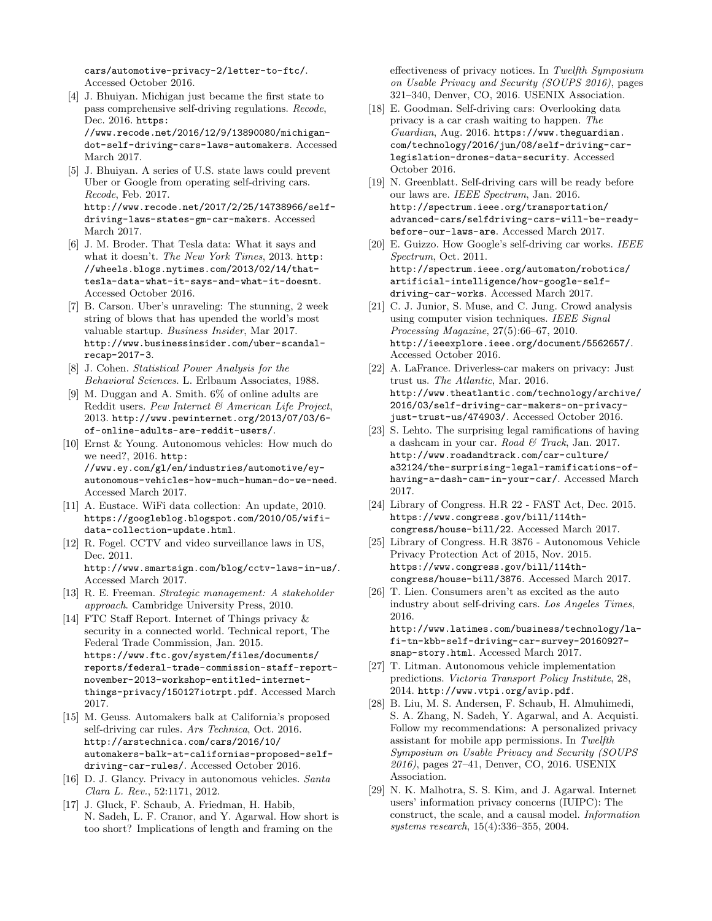cars/automotive-privacy-2/letter-to-ftc/. Accessed October 2016.

[4] J. Bhuiyan. Michigan just became the first state to pass comprehensive self-driving regulations. *Recode*, Dec. 2016. https://www.recode.net/2016/12/9/13890080/michigan-dot-self-driving-cars-laws-automakers. Accessed March 2017.

[5] J. Bhuiyan. A series of U.S. state laws could prevent Uber or Google from operating self-driving cars. *Recode*, Feb. 2017. http://www.recode.net/2017/2/25/14738966/self-driving-laws-states-gm-car-makers. Accessed March 2017.

[6] J. M. Broder. That Tesla data: What it says and what it doesn't. *The New York Times*, 2013. http://wheels.blogs.nytimes.com/2013/02/14/that-tesla-data-what-it-says-and-what-it-doesnt. Accessed October 2016.

[7] B. Carson. Uber's unraveling: The stunning, 2 week string of blows that has upended the world's most valuable startup. *Business Insider*, Mar 2017. http://www.businessinsider.com/uber-scandal-recap-2017-3.

[8] J. Cohen. *Statistical Power Analysis for the Behavioral Sciences*. L. Erlbaum Associates, 1988.

[9] M. Duggan and A. Smith. 6% of online adults are Reddit users. *Pew Internet & American Life Project*, 2013. http://www.pewinternet.org/2013/07/03/6-of-online-adults-are-reddit-users/.

[10] Ernst & Young. Autonomous vehicles: How much do we need?, 2016. http://www.ey.com/gl/en/industries/automotive/ey-autonomous-vehicles-how-much-human-do-we-need. Accessed March 2017.

[11] A. Eustace. WiFi data collection: An update, 2010. https://googleblog.blogspot.com/2010/05/wifi-data-collection-update.html.

[12] R. Fogel. CCTV and video surveillance laws in US, Dec. 2011. http://www.smartsign.com/blog/cctv-laws-in-us/. Accessed March 2017.

[13] R. E. Freeman. *Strategic management: A stakeholder approach*. Cambridge University Press, 2010.

[14] FTC Staff Report. Internet of Things privacy & security in a connected world. Technical report, The Federal Trade Commission, Jan. 2015. https://www.ftc.gov/system/files/documents/reports/federal-trade-commission-staff-report-november-2013-workshop-entitled-internet-things-privacy/150127iotrpt.pdf. Accessed March 2017.

[15] M. Geuss. Automakers balk at California's proposed self-driving car rules. *Ars Technica*, Oct. 2016. http://arstechnica.com/cars/2016/10/automakers-balk-at-californias-proposed-self-driving-car-rules/. Accessed October 2016.

[16] D. J. Glancy. Privacy in autonomous vehicles. *Santa Clara L. Rev.*, 52:1171, 2012.

[17] J. Gluck, F. Schaub, A. Friedman, H. Habib, N. Sadeh, L. F. Cranor, and Y. Agarwal. How short is too short? Implications of length and framing on the effectiveness of privacy notices. In *Twelfth Symposium on Usable Privacy and Security (SOUPS 2016)*, pages 321–340, Denver, CO, 2016. USENIX Association.

[18] E. Goodman. Self-driving cars: Overlooking data privacy is a car crash waiting to happen. *The Guardian*, Aug. 2016. https://www.theguardian.com/technology/2016/jun/08/self-driving-car-legislation-drones-data-security. Accessed October 2016.

[19] N. Greenblatt. Self-driving cars will be ready before our laws are. *IEEE Spectrum*, Jan. 2016. http://spectrum.ieee.org/transportation/advanced-cars/selfdriving-cars-will-be-ready-before-our-laws-are. Accessed March 2017.

[20] E. Guizzo. How Google's self-driving car works. *IEEE Spectrum*, Oct. 2011. http://spectrum.ieee.org/automaton/robotics/artificial-intelligence/how-google-self-driving-car-works. Accessed March 2017.

[21] C. J. Junior, S. Muse, and C. Jung. Crowd analysis using computer vision techniques. *IEEE Signal Processing Magazine*, 27(5):66–67, 2010. http://ieeexplore.ieee.org/document/5562657/. Accessed October 2016.

[22] A. LaFrance. Driverless-car makers on privacy: Just trust us. *The Atlantic*, Mar. 2016. http://www.theatlantic.com/technology/archive/2016/03/self-driving-car-makers-on-privacy-just-trust-us/474903/. Accessed October 2016.

[23] S. Lehto. The surprising legal ramifications of having a dashcam in your car. *Road & Track*, Jan. 2017. http://www.roadandtrack.com/car-culture/a32124/the-surprising-legal-ramifications-of-having-a-dash-cam-in-your-car/. Accessed March 2017.

[24] Library of Congress. H.R 22 - FAST Act, Dec. 2015. https://www.congress.gov/bill/114th-congress/house-bill/22. Accessed March 2017.

[25] Library of Congress. H.R 3876 - Autonomous Vehicle Privacy Protection Act of 2015, Nov. 2015. https://www.congress.gov/bill/114th-congress/house-bill/3876. Accessed March 2017.

[26] T. Lien. Consumers aren't as excited as the auto industry about self-driving cars. *Los Angeles Times*, 2016. http://www.latimes.com/business/technology/la-fi-tn-kbb-self-driving-car-survey-20160927-snap-story.html. Accessed March 2017.

[27] T. Litman. Autonomous vehicle implementation predictions. *Victoria Transport Policy Institute*, 28, 2014. http://www.vtpi.org/avip.pdf.

[28] B. Liu, M. S. Andersen, F. Schaub, H. Almuhimedi, S. A. Zhang, N. Sadeh, Y. Agarwal, and A. Acquisti. Follow my recommendations: A personalized privacy assistant for mobile app permissions. In *Twelfth Symposium on Usable Privacy and Security (SOUPS 2016)*, pages 27–41, Denver, CO, 2016. USENIX Association.

[29] N. K. Malhotra, S. S. Kim, and J. Agarwal. Internet users' information privacy concerns (IUIPC): The construct, the scale, and a causal model. *Information systems research*, 15(4):336–355, 2004.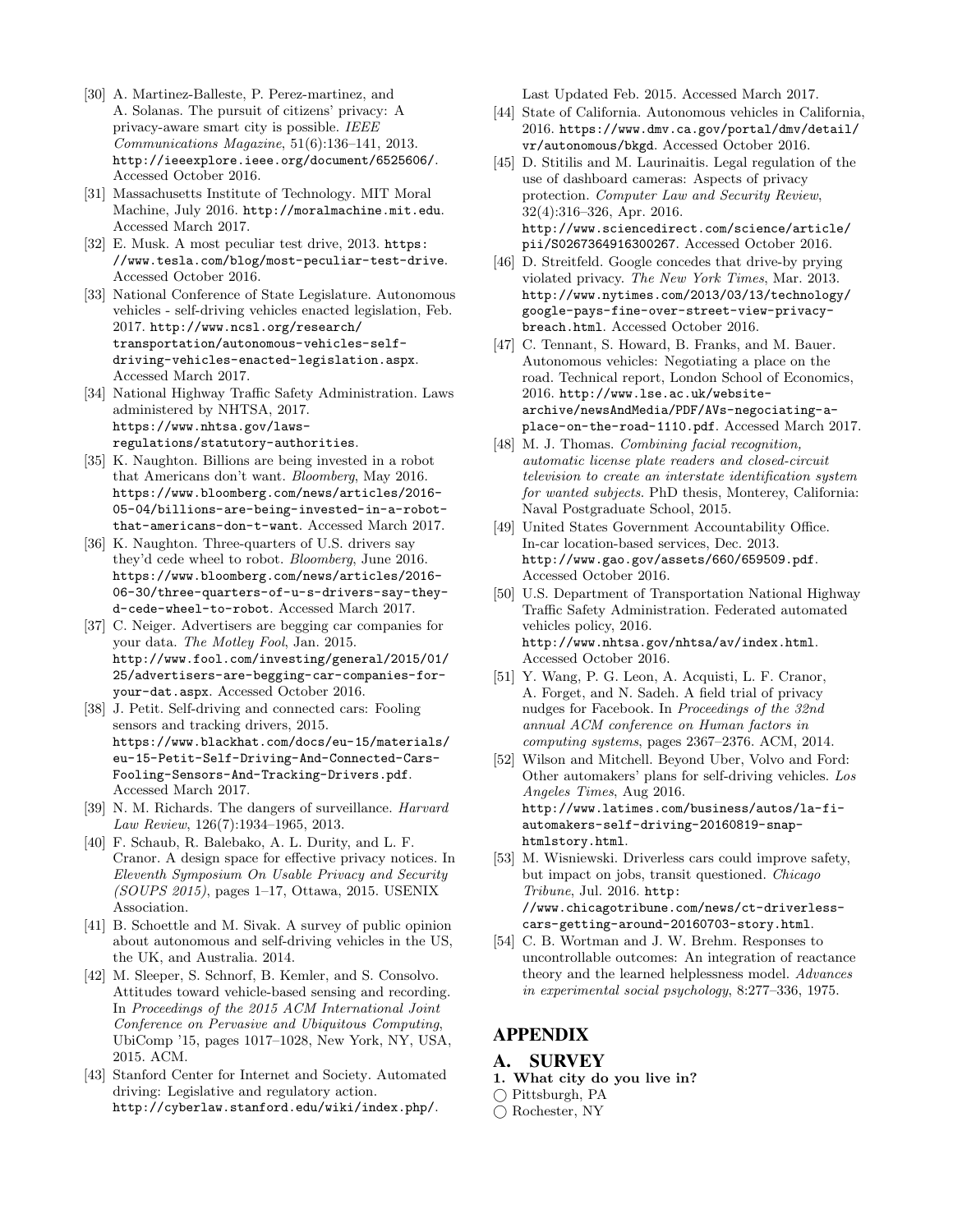[30] A. Martinez-Balleste, P. Perez-martinez, and A. Solanas. The pursuit of citizens' privacy: A privacy-aware smart city is possible. *IEEE Communications Magazine*, 51(6):136–141, 2013. http://ieeexplore.ieee.org/document/6525606/. Accessed October 2016.

[31] Massachusetts Institute of Technology. MIT Moral Machine, July 2016. http://moralmachine.mit.edu. Accessed March 2017.

[32] E. Musk. A most peculiar test drive, 2013. https://www.tesla.com/blog/most-peculiar-test-drive. Accessed October 2016.

[33] National Conference of State Legislature. Autonomous vehicles - self-driving vehicles enacted legislation, Feb. 2017. http://www.ncsl.org/research/transportation/autonomous-vehicles-self-driving-vehicles-enacted-legislation.aspx. Accessed March 2017.

[34] National Highway Traffic Safety Administration. Laws administered by NHTSA, 2017. https://www.nhtsa.gov/laws-regulations/statutory-authorities.

[35] K. Naughton. Billions are being invested in a robot that Americans don't want. *Bloomberg*, May 2016. https://www.bloomberg.com/news/articles/2016-05-04/billions-are-being-invested-in-a-robot-that-americans-don-t-want. Accessed March 2017.

[36] K. Naughton. Three-quarters of U.S. drivers say they'd cede wheel to robot. *Bloomberg*, June 2016. https://www.bloomberg.com/news/articles/2016-06-30/three-quarters-of-u-s-drivers-say-they-d-cede-wheel-to-robot. Accessed March 2017.

[37] C. Neiger. Advertisers are begging car companies for your data. *The Motley Fool*, Jan. 2015. http://www.fool.com/investing/general/2015/01/25/advertisers-are-begging-car-companies-for-your-dat.aspx. Accessed October 2016.

[38] J. Petit. Self-driving and connected cars: Fooling sensors and tracking drivers, 2015. https://www.blackhat.com/docs/eu-15/materials/eu-15-Petit-Self-Driving-And-Connected-Cars-Fooling-Sensors-And-Tracking-Drivers.pdf. Accessed March 2017.

[39] N. M. Richards. The dangers of surveillance. *Harvard Law Review*, 126(7):1934–1965, 2013.

[40] F. Schaub, R. Balebako, A. L. Durity, and L. F. Cranor. A design space for effective privacy notices. In *Eleventh Symposium On Usable Privacy and Security (SOUPS 2015)*, pages 1–17, Ottawa, 2015. USENIX Association.

[41] B. Schoettle and M. Sivak. A survey of public opinion about autonomous and self-driving vehicles in the US, the UK, and Australia. 2014.

[42] M. Sleeper, S. Schnorf, B. Kemler, and S. Consolvo. Attitudes toward vehicle-based sensing and recording. In *Proceedings of the 2015 ACM International Joint Conference on Pervasive and Ubiquitous Computing*, UbiComp '15, pages 1017–1028, New York, NY, USA, 2015. ACM.

[43] Stanford Center for Internet and Society. Automated driving: Legislative and regulatory action. http://cyberlaw.stanford.edu/wiki/index.php/. Last Updated Feb. 2015. Accessed March 2017.

[44] State of California. Autonomous vehicles in California, 2016. https://www.dmv.ca.gov/portal/dmv/detail/vr/autonomous/bkgd. Accessed October 2016.

[45] D. Stitilis and M. Laurinaitis. Legal regulation of the use of dashboard cameras: Aspects of privacy protection. *Computer Law and Security Review*, 32(4):316–326, Apr. 2016. http://www.sciencedirect.com/science/article/pii/S0267364916300267. Accessed October 2016.

[46] D. Streitfeld. Google concedes that drive-by prying violated privacy. *The New York Times*, Mar. 2013. http://www.nytimes.com/2013/03/13/technology/google-pays-fine-over-street-view-privacy-breach.html. Accessed October 2016.

[47] C. Tennant, S. Howard, B. Franks, and M. Bauer. Autonomous vehicles: Negotiating a place on the road. Technical report, London School of Economics, 2016. http://www.lse.ac.uk/website-archive/newsAndMedia/PDF/AVs-negociating-a-place-on-the-road-1110.pdf. Accessed March 2017.

[48] M. J. Thomas. *Combining facial recognition, automatic license plate readers and closed-circuit television to create an interstate identification system for wanted subjects*. PhD thesis, Monterey, California: Naval Postgraduate School, 2015.

[49] United States Government Accountability Office. In-car location-based services, Dec. 2013. http://www.gao.gov/assets/660/659509.pdf. Accessed October 2016.

[50] U.S. Department of Transportation National Highway Traffic Safety Administration. Federated automated vehicles policy, 2016. http://www.nhtsa.gov/nhtsa/av/index.html. Accessed October 2016.

[51] Y. Wang, P. G. Leon, A. Acquisti, L. F. Cranor, A. Forget, and N. Sadeh. A field trial of privacy nudges for Facebook. In *Proceedings of the 32nd annual ACM conference on Human factors in computing systems*, pages 2367–2376. ACM, 2014.

[52] Wilson and Mitchell. Beyond Uber, Volvo and Ford: Other automakers' plans for self-driving vehicles. *Los Angeles Times*, Aug 2016. http://www.latimes.com/business/autos/la-fi-automakers-self-driving-20160819-snap-htmlstory.html.

[53] M. Wisniewski. Driverless cars could improve safety, but impact on jobs, transit questioned. *Chicago Tribune*, Jul. 2016. http://www.chicagotribune.com/news/ct-driverless-cars-getting-around-20160703-story.html.

[54] C. B. Wortman and J. W. Brehm. Responses to uncontrollable outcomes: An integration of reactance theory and the learned helplessness model. *Advances in experimental social psychology*, 8:277–336, 1975.

# APPENDIX

## A. SURVEY

**1. What city do you live in?**

◯ Pittsburgh, PA
◯ Rochester, NY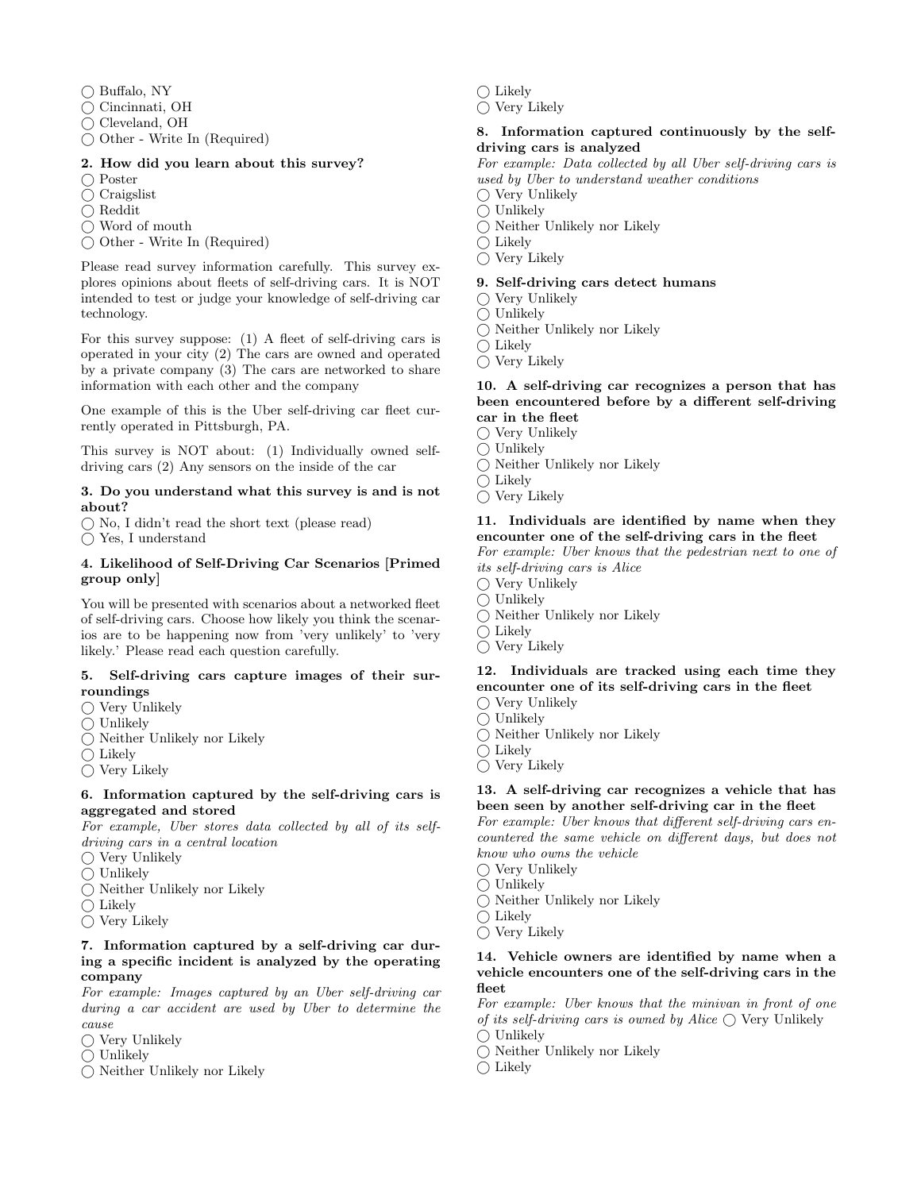◯ Buffalo, NY
◯ Cincinnati, OH
◯ Cleveland, OH
◯ Other - Write In (Required)

**2. How did you learn about this survey?**
◯ Poster
◯ Craigslist
◯ Reddit
◯ Word of mouth
◯ Other - Write In (Required)

Please read survey information carefully. This survey explores opinions about fleets of self-driving cars. It is NOT intended to test or judge your knowledge of self-driving car technology.

For this survey suppose: (1) A fleet of self-driving cars is operated in your city (2) The cars are owned and operated by a private company (3) The cars are networked to share information with each other and the company

One example of this is the Uber self-driving car fleet currently operated in Pittsburgh, PA.

This survey is NOT about: (1) Individually owned self-driving cars (2) Any sensors on the inside of the car

**3. Do you understand what this survey is and is not about?**
◯ No, I didn't read the short text (please read)
◯ Yes, I understand

**4. Likelihood of Self-Driving Car Scenarios [Primed group only]**

You will be presented with scenarios about a networked fleet of self-driving cars. Choose how likely you think the scenarios are to be happening now from 'very unlikely' to 'very likely.' Please read each question carefully.

**5. Self-driving cars capture images of their surroundings**
◯ Very Unlikely
◯ Unlikely
◯ Neither Unlikely nor Likely
◯ Likely
◯ Very Likely

**6. Information captured by the self-driving cars is aggregated and stored**
*For example, Uber stores data collected by all of its self-driving cars in a central location*
◯ Very Unlikely
◯ Unlikely
◯ Neither Unlikely nor Likely
◯ Likely
◯ Very Likely

**7. Information captured by a self-driving car during a specific incident is analyzed by the operating company**
*For example: Images captured by an Uber self-driving car during a car accident are used by Uber to determine the cause*
◯ Very Unlikely
◯ Unlikely
◯ Neither Unlikely nor Likely
◯ Likely
◯ Very Likely

**8. Information captured continuously by the self-driving cars is analyzed**
*For example: Data collected by all Uber self-driving cars is used by Uber to understand weather conditions*
◯ Very Unlikely
◯ Unlikely
◯ Neither Unlikely nor Likely
◯ Likely
◯ Very Likely

**9. Self-driving cars detect humans**
◯ Very Unlikely
◯ Unlikely
◯ Neither Unlikely nor Likely
◯ Likely
◯ Very Likely

**10. A self-driving car recognizes a person that has been encountered before by a different self-driving car in the fleet**
◯ Very Unlikely
◯ Unlikely
◯ Neither Unlikely nor Likely
◯ Likely
◯ Very Likely

**11. Individuals are identified by name when they encounter one of the self-driving cars in the fleet**
*For example: Uber knows that the pedestrian next to one of its self-driving cars is Alice*
◯ Very Unlikely
◯ Unlikely
◯ Neither Unlikely nor Likely
◯ Likely
◯ Very Likely

**12. Individuals are tracked using each time they encounter one of its self-driving cars in the fleet**
◯ Very Unlikely
◯ Unlikely
◯ Neither Unlikely nor Likely
◯ Likely
◯ Very Likely

**13. A self-driving car recognizes a vehicle that has been seen by another self-driving car in the fleet**
*For example: Uber knows that different self-driving cars encountered the same vehicle on different days, but does not know who owns the vehicle*
◯ Very Unlikely
◯ Unlikely
◯ Neither Unlikely nor Likely
◯ Likely
◯ Very Likely

**14. Vehicle owners are identified by name when a vehicle encounters one of the self-driving cars in the fleet**
*For example: Uber knows that the minivan in front of one of its self-driving cars is owned by Alice* ◯ Very Unlikely
◯ Unlikely
◯ Neither Unlikely nor Likely
◯ Likely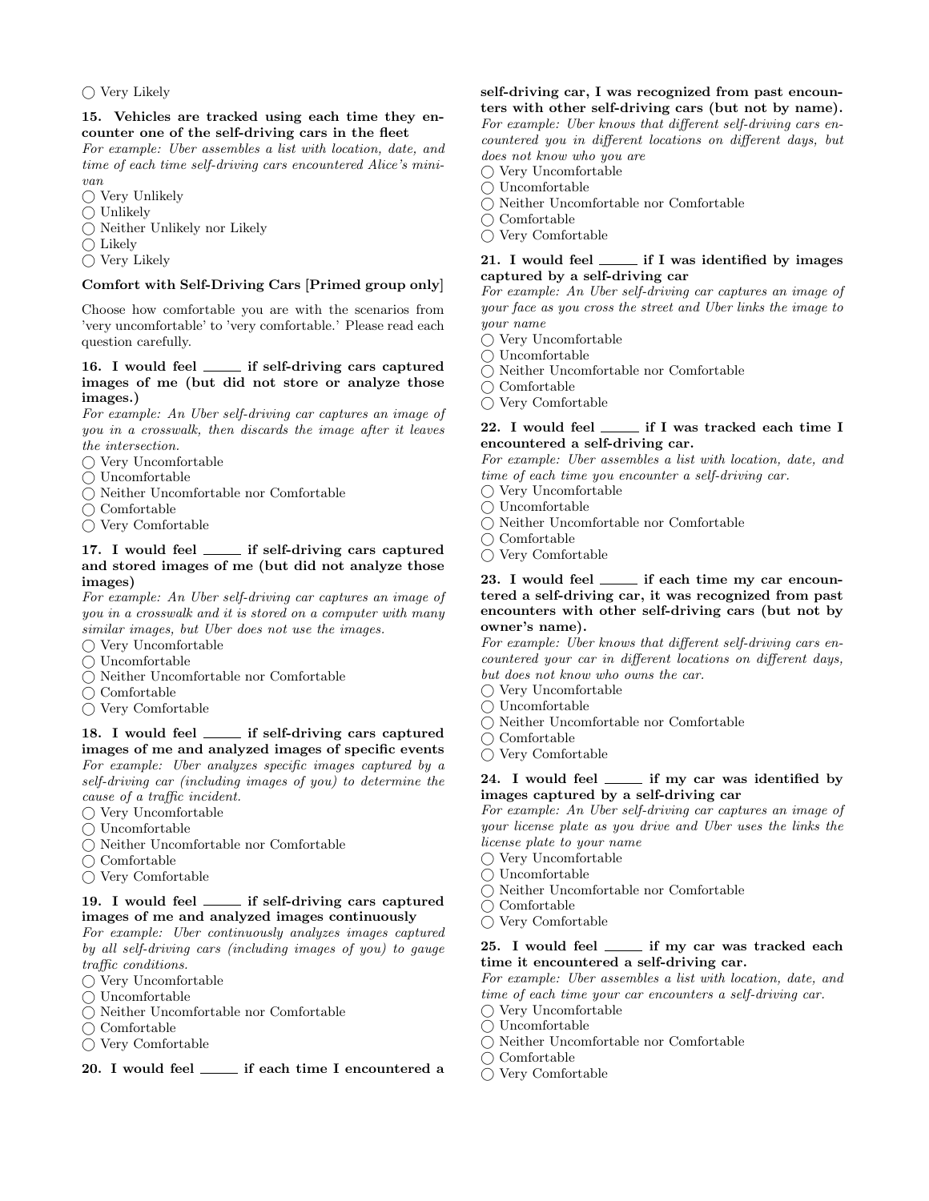◯ Very Likely

**15. Vehicles are tracked using each time they encounter one of the self-driving cars in the fleet**

*For example: Uber assembles a list with location, date, and time of each time self-driving cars encountered Alice's minivan*

◯ Very Unlikely
◯ Unlikely
◯ Neither Unlikely nor Likely
◯ Likely
◯ Very Likely

**Comfort with Self-Driving Cars [Primed group only]**

Choose how comfortable you are with the scenarios from 'very uncomfortable' to 'very comfortable.' Please read each question carefully.

**16. I would feel _____ if self-driving cars captured images of me (but did not store or analyze those images.)**

*For example: An Uber self-driving car captures an image of you in a crosswalk, then discards the image after it leaves the intersection.*

◯ Very Uncomfortable
◯ Uncomfortable
◯ Neither Uncomfortable nor Comfortable
◯ Comfortable
◯ Very Comfortable

**17. I would feel _____ if self-driving cars captured and stored images of me (but did not analyze those images)**

*For example: An Uber self-driving car captures an image of you in a crosswalk and it is stored on a computer with many similar images, but Uber does not use the images.*

◯ Very Uncomfortable
◯ Uncomfortable
◯ Neither Uncomfortable nor Comfortable
◯ Comfortable
◯ Very Comfortable

**18. I would feel _____ if self-driving cars captured images of me and analyzed images of specific events**

*For example: Uber analyzes specific images captured by a self-driving car (including images of you) to determine the cause of a traffic incident.*

◯ Very Uncomfortable
◯ Uncomfortable
◯ Neither Uncomfortable nor Comfortable
◯ Comfortable
◯ Very Comfortable

**19. I would feel _____ if self-driving cars captured images of me and analyzed images continuously**

*For example: Uber continuously analyzes images captured by all self-driving cars (including images of you) to gauge traffic conditions.*

◯ Very Uncomfortable
◯ Uncomfortable
◯ Neither Uncomfortable nor Comfortable
◯ Comfortable
◯ Very Comfortable

**20. I would feel _____ if each time I encountered a self-driving car, I was recognized from past encounters with other self-driving cars (but not by name).**

*For example: Uber knows that different self-driving cars encountered you in different locations on different days, but does not know who you are*

◯ Very Uncomfortable
◯ Uncomfortable
◯ Neither Uncomfortable nor Comfortable
◯ Comfortable
◯ Very Comfortable

**21. I would feel _____ if I was identified by images captured by a self-driving car**

*For example: An Uber self-driving car captures an image of your face as you cross the street and Uber links the image to your name*

◯ Very Uncomfortable
◯ Uncomfortable
◯ Neither Uncomfortable nor Comfortable
◯ Comfortable
◯ Very Comfortable

**22. I would feel _____ if I was tracked each time I encountered a self-driving car.**

*For example: Uber assembles a list with location, date, and time of each time you encounter a self-driving car.*

◯ Very Uncomfortable
◯ Uncomfortable
◯ Neither Uncomfortable nor Comfortable
◯ Comfortable
◯ Very Comfortable

**23. I would feel _____ if each time my car encountered a self-driving car, it was recognized from past encounters with other self-driving cars (but not by owner's name).**

*For example: Uber knows that different self-driving cars encountered your car in different locations on different days, but does not know who owns the car.*

◯ Very Uncomfortable
◯ Uncomfortable
◯ Neither Uncomfortable nor Comfortable
◯ Comfortable
◯ Very Comfortable

**24. I would feel _____ if my car was identified by images captured by a self-driving car**

*For example: An Uber self-driving car captures an image of your license plate as you drive and Uber uses the links the license plate to your name*

◯ Very Uncomfortable
◯ Uncomfortable
◯ Neither Uncomfortable nor Comfortable
◯ Comfortable
◯ Very Comfortable

**25. I would feel _____ if my car was tracked each time it encountered a self-driving car.**

*For example: Uber assembles a list with location, date, and time of each time your car encounters a self-driving car.*

◯ Very Uncomfortable
◯ Uncomfortable
◯ Neither Uncomfortable nor Comfortable
◯ Comfortable
◯ Very Comfortable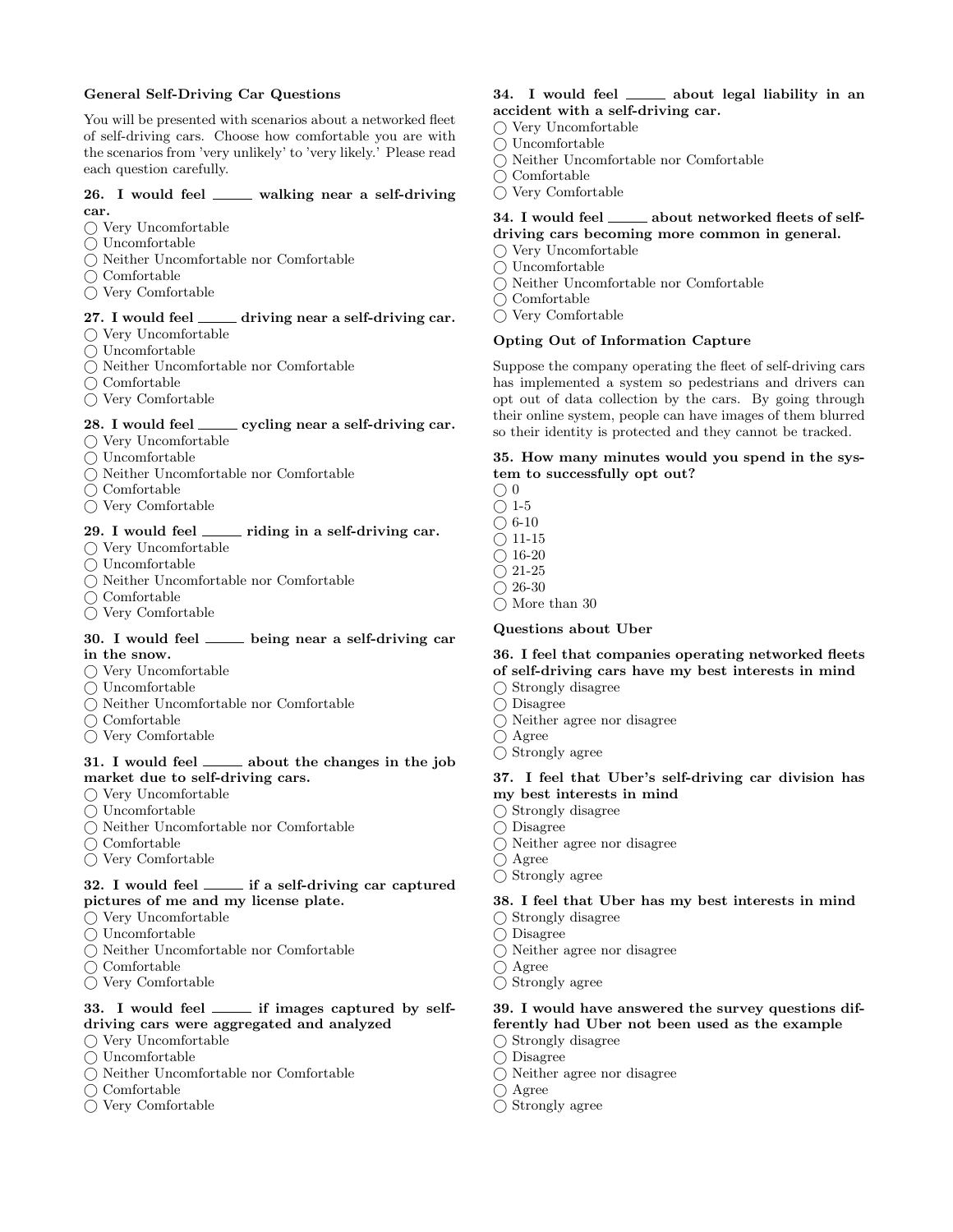**General Self-Driving Car Questions**

You will be presented with scenarios about a networked fleet of self-driving cars. Choose how comfortable you are with the scenarios from 'very unlikely' to 'very likely.' Please read each question carefully.

**26. I would feel _____ walking near a self-driving car.**

- ◯ Very Uncomfortable
- ◯ Uncomfortable
- ◯ Neither Uncomfortable nor Comfortable
- ◯ Comfortable
- ◯ Very Comfortable

**27. I would feel _____ driving near a self-driving car.**

- ◯ Very Uncomfortable
- ◯ Uncomfortable
- ◯ Neither Uncomfortable nor Comfortable
- ◯ Comfortable
- ◯ Very Comfortable

**28. I would feel _____ cycling near a self-driving car.**

- ◯ Very Uncomfortable
- ◯ Uncomfortable
- ◯ Neither Uncomfortable nor Comfortable
- ◯ Comfortable
- ◯ Very Comfortable

**29. I would feel _____ riding in a self-driving car.**

- ◯ Very Uncomfortable
- ◯ Uncomfortable
- ◯ Neither Uncomfortable nor Comfortable
- ◯ Comfortable
- ◯ Very Comfortable

**30. I would feel _____ being near a self-driving car in the snow.**

- ◯ Very Uncomfortable
- ◯ Uncomfortable
- ◯ Neither Uncomfortable nor Comfortable
- ◯ Comfortable
- ◯ Very Comfortable

**31. I would feel _____ about the changes in the job market due to self-driving cars.**

- ◯ Very Uncomfortable
- ◯ Uncomfortable
- ◯ Neither Uncomfortable nor Comfortable
- ◯ Comfortable
- ◯ Very Comfortable

**32. I would feel _____ if a self-driving car captured pictures of me and my license plate.**

- ◯ Very Uncomfortable
- ◯ Uncomfortable
- ◯ Neither Uncomfortable nor Comfortable
- ◯ Comfortable
- ◯ Very Comfortable

**33. I would feel _____ if images captured by self-driving cars were aggregated and analyzed**

- ◯ Very Uncomfortable
- ◯ Uncomfortable
- ◯ Neither Uncomfortable nor Comfortable
- ◯ Comfortable
- ◯ Very Comfortable

**34. I would feel _____ about legal liability in an accident with a self-driving car.**

- ◯ Very Uncomfortable
- ◯ Uncomfortable
- ◯ Neither Uncomfortable nor Comfortable
- ◯ Comfortable
- ◯ Very Comfortable

**34. I would feel _____ about networked fleets of self-driving cars becoming more common in general.**

- ◯ Very Uncomfortable
- ◯ Uncomfortable
- ◯ Neither Uncomfortable nor Comfortable
- ◯ Comfortable
- ◯ Very Comfortable

**Opting Out of Information Capture**

Suppose the company operating the fleet of self-driving cars has implemented a system so pedestrians and drivers can opt out of data collection by the cars. By going through their online system, people can have images of them blurred so their identity is protected and they cannot be tracked.

**35. How many minutes would you spend in the system to successfully opt out?**

- ◯ 0
- ◯ 1-5
- ◯ 6-10
- ◯ 11-15
- ◯ 16-20
- ◯ 21-25
- ◯ 26-30
- ◯ More than 30

**Questions about Uber**

**36. I feel that companies operating networked fleets of self-driving cars have my best interests in mind**

- ◯ Strongly disagree
- ◯ Disagree
- ◯ Neither agree nor disagree
- ◯ Agree
- ◯ Strongly agree

**37. I feel that Uber's self-driving car division has my best interests in mind**

- ◯ Strongly disagree
- ◯ Disagree
- ◯ Neither agree nor disagree
- ◯ Agree
- ◯ Strongly agree

**38. I feel that Uber has my best interests in mind**

- ◯ Strongly disagree
- ◯ Disagree
- ◯ Neither agree nor disagree
- ◯ Agree
- ◯ Strongly agree

**39. I would have answered the survey questions differently had Uber not been used as the example**

- ◯ Strongly disagree
- ◯ Disagree
- ◯ Neither agree nor disagree
- ◯ Agree
- ◯ Strongly agree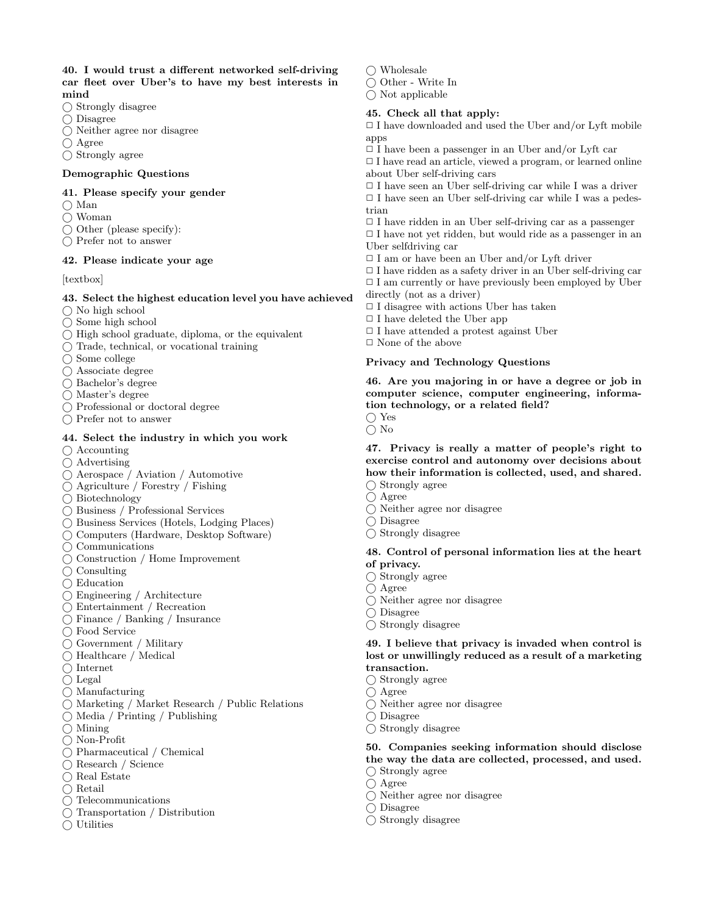**40. I would trust a different networked self-driving car fleet over Uber's to have my best interests in mind**

◯ Strongly disagree
◯ Disagree
◯ Neither agree nor disagree
◯ Agree
◯ Strongly agree

**Demographic Questions**

**41. Please specify your gender**

◯ Man
◯ Woman
◯ Other (please specify):
◯ Prefer not to answer

**42. Please indicate your age**

[textbox]

**43. Select the highest education level you have achieved**

◯ No high school
◯ Some high school
◯ High school graduate, diploma, or the equivalent
◯ Trade, technical, or vocational training
◯ Some college
◯ Associate degree
◯ Bachelor's degree
◯ Master's degree
◯ Professional or doctoral degree
◯ Prefer not to answer

**44. Select the industry in which you work**

◯ Accounting
◯ Advertising
◯ Aerospace / Aviation / Automotive
◯ Agriculture / Forestry / Fishing
◯ Biotechnology
◯ Business / Professional Services
◯ Business Services (Hotels, Lodging Places)
◯ Computers (Hardware, Desktop Software)
◯ Communications
◯ Construction / Home Improvement
◯ Consulting
◯ Education
◯ Engineering / Architecture
◯ Entertainment / Recreation
◯ Finance / Banking / Insurance
◯ Food Service
◯ Government / Military
◯ Healthcare / Medical
◯ Internet
◯ Legal
◯ Manufacturing
◯ Marketing / Market Research / Public Relations
◯ Media / Printing / Publishing
◯ Mining
◯ Non-Profit
◯ Pharmaceutical / Chemical
◯ Research / Science
◯ Real Estate
◯ Retail
◯ Telecommunications
◯ Transportation / Distribution
◯ Utilities
◯ Wholesale
◯ Other - Write In
◯ Not applicable

**45. Check all that apply:**

□ I have downloaded and used the Uber and/or Lyft mobile apps
□ I have been a passenger in an Uber and/or Lyft car
□ I have read an article, viewed a program, or learned online about Uber self-driving cars
□ I have seen an Uber self-driving car while I was a driver
□ I have seen an Uber self-driving car while I was a pedestrian
□ I have ridden in an Uber self-driving car as a passenger
□ I have not yet ridden, but would ride as a passenger in an Uber selfdriving car
□ I am or have been an Uber and/or Lyft driver
□ I have ridden as a safety driver in an Uber self-driving car
□ I am currently or have previously been employed by Uber directly (not as a driver)
□ I disagree with actions Uber has taken
□ I have deleted the Uber app
□ I have attended a protest against Uber
□ None of the above

**Privacy and Technology Questions**

**46. Are you majoring in or have a degree or job in computer science, computer engineering, information technology, or a related field?**

◯ Yes
◯ No

**47. Privacy is really a matter of people's right to exercise control and autonomy over decisions about how their information is collected, used, and shared.**

◯ Strongly agree
◯ Agree
◯ Neither agree nor disagree
◯ Disagree
◯ Strongly disagree

**48. Control of personal information lies at the heart of privacy.**

◯ Strongly agree
◯ Agree
◯ Neither agree nor disagree
◯ Disagree
◯ Strongly disagree

**49. I believe that privacy is invaded when control is lost or unwillingly reduced as a result of a marketing transaction.**

◯ Strongly agree
◯ Agree
◯ Neither agree nor disagree
◯ Disagree
◯ Strongly disagree

**50. Companies seeking information should disclose the way the data are collected, processed, and used.**

◯ Strongly agree
◯ Agree
◯ Neither agree nor disagree
◯ Disagree
◯ Strongly disagree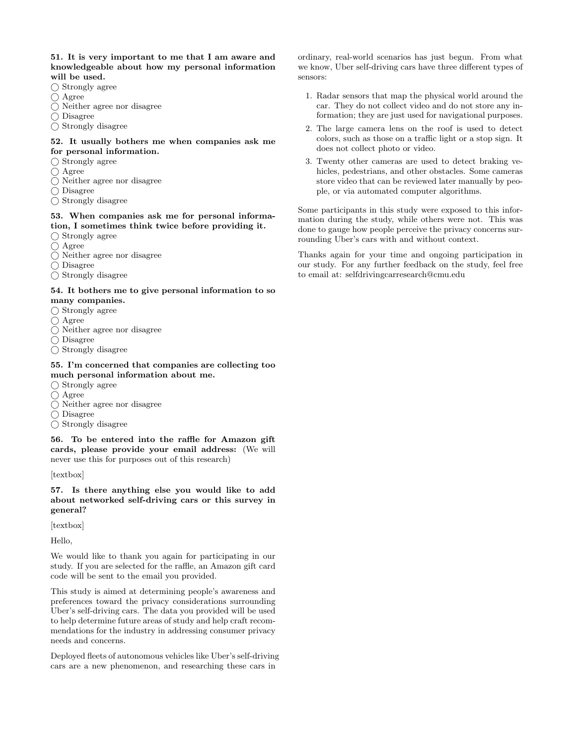**51. It is very important to me that I am aware and knowledgeable about how my personal information will be used.**

◯ Strongly agree
◯ Agree
◯ Neither agree nor disagree
◯ Disagree
◯ Strongly disagree

**52. It usually bothers me when companies ask me for personal information.**

◯ Strongly agree
◯ Agree
◯ Neither agree nor disagree
◯ Disagree
◯ Strongly disagree

**53. When companies ask me for personal information, I sometimes think twice before providing it.**

◯ Strongly agree
◯ Agree
◯ Neither agree nor disagree
◯ Disagree
◯ Strongly disagree

**54. It bothers me to give personal information to so many companies.**

◯ Strongly agree
◯ Agree
◯ Neither agree nor disagree
◯ Disagree
◯ Strongly disagree

**55. I'm concerned that companies are collecting too much personal information about me.**

◯ Strongly agree
◯ Agree
◯ Neither agree nor disagree
◯ Disagree
◯ Strongly disagree

**56. To be entered into the raffle for Amazon gift cards, please provide your email address:** (We will never use this for purposes out of this research)

[textbox]

**57. Is there anything else you would like to add about networked self-driving cars or this survey in general?**

[textbox]

Hello,

We would like to thank you again for participating in our study. If you are selected for the raffle, an Amazon gift card code will be sent to the email you provided.

This study is aimed at determining people's awareness and preferences toward the privacy considerations surrounding Uber's self-driving cars. The data you provided will be used to help determine future areas of study and help craft recommendations for the industry in addressing consumer privacy needs and concerns.

Deployed fleets of autonomous vehicles like Uber's self-driving cars are a new phenomenon, and researching these cars in ordinary, real-world scenarios has just begun. From what we know, Uber self-driving cars have three different types of sensors:

1. Radar sensors that map the physical world around the car. They do not collect video and do not store any information; they are just used for navigational purposes.
2. The large camera lens on the roof is used to detect colors, such as those on a traffic light or a stop sign. It does not collect photo or video.
3. Twenty other cameras are used to detect braking vehicles, pedestrians, and other obstacles. Some cameras store video that can be reviewed later manually by people, or via automated computer algorithms.

Some participants in this study were exposed to this information during the study, while others were not. This was done to gauge how people perceive the privacy concerns surrounding Uber's cars with and without context.

Thanks again for your time and ongoing participation in our study. For any further feedback on the study, feel free to email at: selfdrivingcarresearch@cmu.edu